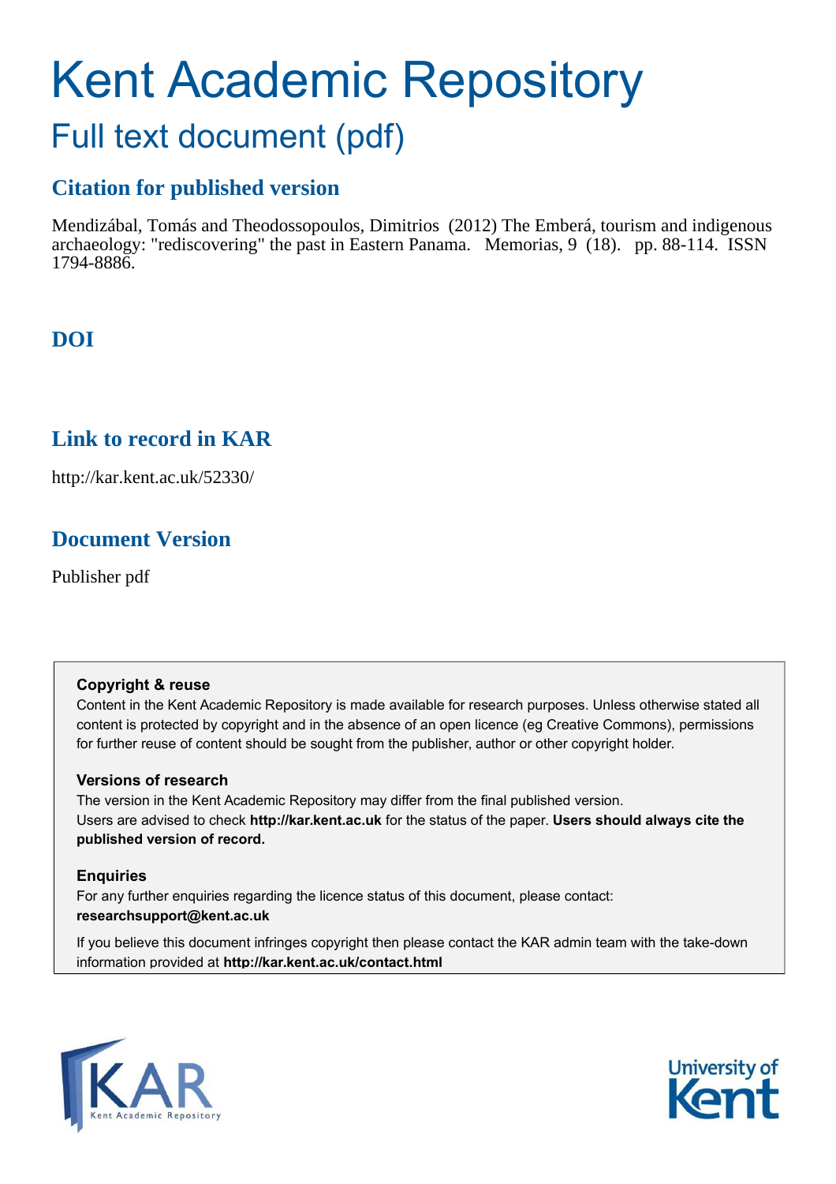# Kent Academic Repository

## Full text document (pdf)

### Citation for published version

Mendizábal, Tomás and Theodossopoulos, Dimitrios (2012) The Emberá, tourism and indigenous archaeology: "rediscovering" the past in Eastern Panama. Memorias, 9 (18). pp. 88-114. ISSN 1794-8886.

### DOI

### Link to record in KAR

http://kar.kent.ac.uk/52330/

### Document Version

Publisher pdf

**Copyright & reuse**

Content in the Kent Academic Repository is made available for research purposes. Unless otherwise stated all content is protected by copyright and in the absence of an open licence (eg Creative Commons), permissions for further reuse of content should be sought from the publisher, author or other copyright holder.

**Versions of research**

The version in the Kent Academic Repository may differ from the final published version. Users are advised to check **http://kar.kent.ac.uk** for the status of the paper. **Users should always cite the published version of record.**

**Enquiries**

For any further enquiries regarding the licence status of this document, please contact: **researchsupport@kent.ac.uk**

If you believe this document infringes copyright then please contact the KAR admin team with the take-down information provided at **http://kar.kent.ac.uk/contact.html**

KAR Kent Academic Repository

University of Kent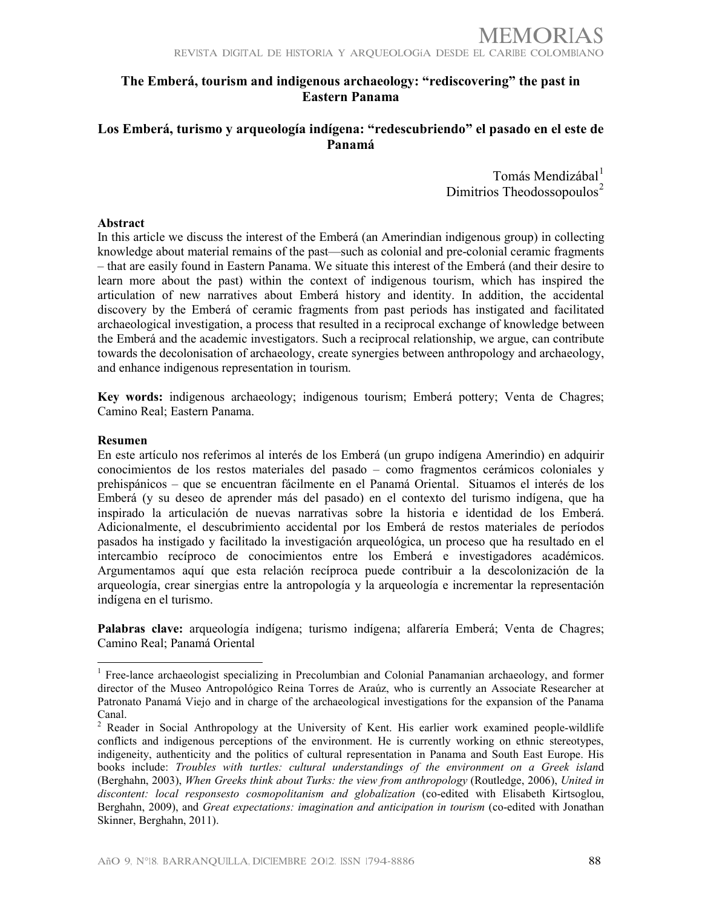## The Emberá, tourism and indigenous archaeology: "rediscovering" the past in Eastern Panama

## Los Emberá, turismo y arqueología indígena: "redescubriendo" el pasado en el este de Panamá

Tomás Mendizábal[1]
Dimitrios Theodossopoulos[2]

**Abstract**

In this article we discuss the interest of the Emberá (an Amerindian indigenous group) in collecting knowledge about material remains of the past—such as colonial and pre-colonial ceramic fragments – that are easily found in Eastern Panama. We situate this interest of the Emberá (and their desire to learn more about the past) within the context of indigenous tourism, which has inspired the articulation of new narratives about Emberá history and identity. In addition, the accidental discovery by the Emberá of ceramic fragments from past periods has instigated and facilitated archaeological investigation, a process that resulted in a reciprocal exchange of knowledge between the Emberá and the academic investigators. Such a reciprocal relationship, we argue, can contribute towards the decolonisation of archaeology, create synergies between anthropology and archaeology, and enhance indigenous representation in tourism.

**Key words:** indigenous archaeology; indigenous tourism; Emberá pottery; Venta de Chagres; Camino Real; Eastern Panama.

**Resumen**

En este artículo nos referimos al interés de los Emberá (un grupo indígena Amerindio) en adquirir conocimientos de los restos materiales del pasado – como fragmentos cerámicos coloniales y prehispánicos – que se encuentran fácilmente en el Panamá Oriental. Situamos el interés de los Emberá (y su deseo de aprender más del pasado) en el contexto del turismo indígena, que ha inspirado la articulación de nuevas narrativas sobre la historia e identidad de los Emberá. Adicionalmente, el descubrimiento accidental por los Emberá de restos materiales de períodos pasados ha instigado y facilitado la investigación arqueológica, un proceso que ha resultado en el intercambio recíproco de conocimientos entre los Emberá e investigadores académicos. Argumentamos aquí que esta relación recíproca puede contribuir a la descolonización de la arqueología, crear sinergias entre la antropología y la arqueología e incrementar la representación indígena en el turismo.

**Palabras clave:** arqueología indígena; turismo indígena; alfarería Emberá; Venta de Chagres; Camino Real; Panamá Oriental

---

[1] Free-lance archaeologist specializing in Precolumbian and Colonial Panamanian archaeology, and former director of the Museo Antropológico Reina Torres de Araúz, who is currently an Associate Researcher at Patronato Panamá Viejo and in charge of the archaeological investigations for the expansion of the Panama Canal.

[2] Reader in Social Anthropology at the University of Kent. His earlier work examined people-wildlife conflicts and indigenous perceptions of the environment. He is currently working on ethnic stereotypes, indigeneity, authenticity and the politics of cultural representation in Panama and South East Europe. His books include: *Troubles with turtles: cultural understandings of the environment on a Greek island* (Berghahn, 2003), *When Greeks think about Turks: the view from anthropology* (Routledge, 2006), *United in discontent: local responsesto cosmopolitanism and globalization* (co-edited with Elisabeth Kirtsoglou, Berghahn, 2009), and *Great expectations: imagination and anticipation in tourism* (co-edited with Jonathan Skinner, Berghahn, 2011).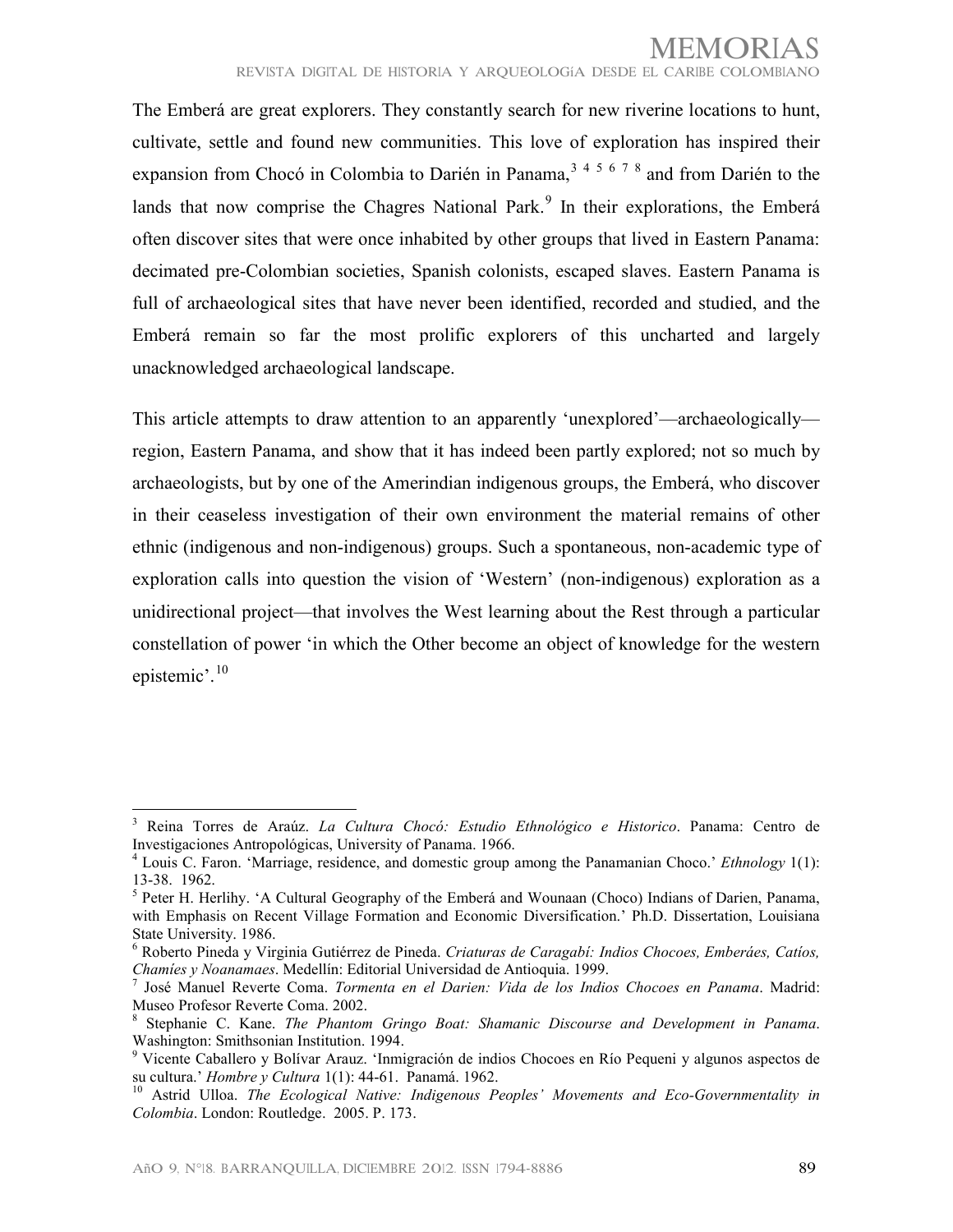The Emberá are great explorers. They constantly search for new riverine locations to hunt, cultivate, settle and found new communities. This love of exploration has inspired their expansion from Chocó in Colombia to Darién in Panama,[3 4 5 6 7 8] and from Darién to the lands that now comprise the Chagres National Park.[9] In their explorations, the Emberá often discover sites that were once inhabited by other groups that lived in Eastern Panama: decimated pre-Colombian societies, Spanish colonists, escaped slaves. Eastern Panama is full of archaeological sites that have never been identified, recorded and studied, and the Emberá remain so far the most prolific explorers of this uncharted and largely unacknowledged archaeological landscape.

This article attempts to draw attention to an apparently 'unexplored'—archaeologically—region, Eastern Panama, and show that it has indeed been partly explored; not so much by archaeologists, but by one of the Amerindian indigenous groups, the Emberá, who discover in their ceaseless investigation of their own environment the material remains of other ethnic (indigenous and non-indigenous) groups. Such a spontaneous, non-academic type of exploration calls into question the vision of 'Western' (non-indigenous) exploration as a unidirectional project—that involves the West learning about the Rest through a particular constellation of power 'in which the Other become an object of knowledge for the western epistemic'.[10]

---

[3] Reina Torres de Araúz. *La Cultura Chocó: Estudio Ethnológico e Historico*. Panama: Centro de Investigaciones Antropológicas, University of Panama. 1966.

[4] Louis C. Faron. 'Marriage, residence, and domestic group among the Panamanian Choco.' *Ethnology* 1(1): 13-38. 1962.

[5] Peter H. Herlihy. 'A Cultural Geography of the Emberá and Wounaan (Choco) Indians of Darien, Panama, with Emphasis on Recent Village Formation and Economic Diversification.' Ph.D. Dissertation, Louisiana State University. 1986.

[6] Roberto Pineda y Virginia Gutiérrez de Pineda. *Criaturas de Caragabí: Indios Chocoes, Emberáes, Catíos, Chamíes y Noanamaes*. Medellín: Editorial Universidad de Antioquia. 1999.

[7] José Manuel Reverte Coma. *Tormenta en el Darien: Vida de los Indios Chocoes en Panama*. Madrid: Museo Profesor Reverte Coma. 2002.

[8] Stephanie C. Kane. *The Phantom Gringo Boat: Shamanic Discourse and Development in Panama*. Washington: Smithsonian Institution. 1994.

[9] Vicente Caballero y Bolívar Arauz. 'Inmigración de indios Chocoes en Río Pequeni y algunos aspectos de su cultura.' *Hombre y Cultura* 1(1): 44-61. Panamá. 1962.

[10] Astrid Ulloa. *The Ecological Native: Indigenous Peoples' Movements and Eco-Governmentality in Colombia*. London: Routledge. 2005. P. 173.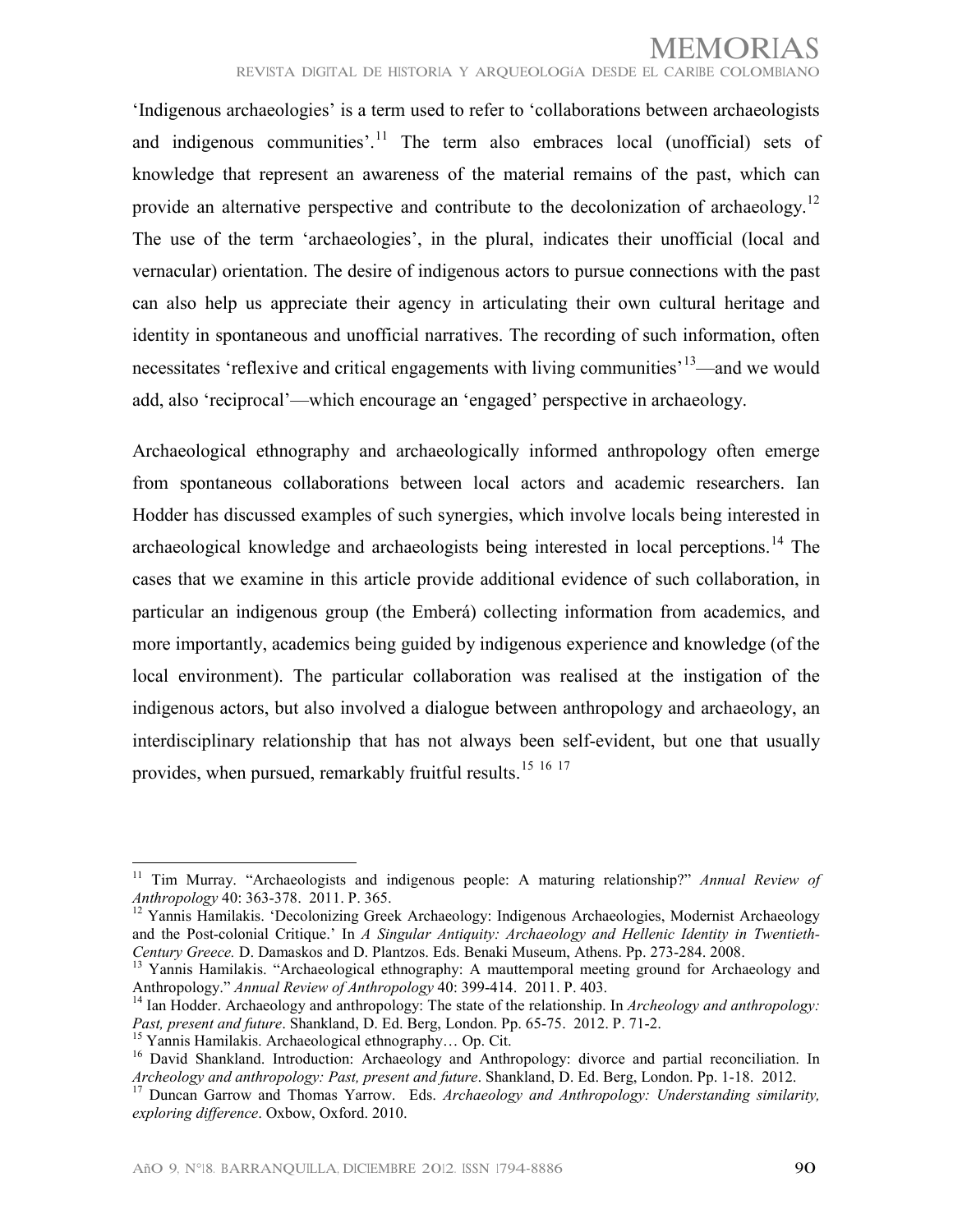'Indigenous archaeologies' is a term used to refer to 'collaborations between archaeologists and indigenous communities'.[11] The term also embraces local (unofficial) sets of knowledge that represent an awareness of the material remains of the past, which can provide an alternative perspective and contribute to the decolonization of archaeology.[12] The use of the term 'archaeologies', in the plural, indicates their unofficial (local and vernacular) orientation. The desire of indigenous actors to pursue connections with the past can also help us appreciate their agency in articulating their own cultural heritage and identity in spontaneous and unofficial narratives. The recording of such information, often necessitates 'reflexive and critical engagements with living communities'[13]—and we would add, also 'reciprocal'—which encourage an 'engaged' perspective in archaeology.

Archaeological ethnography and archaeologically informed anthropology often emerge from spontaneous collaborations between local actors and academic researchers. Ian Hodder has discussed examples of such synergies, which involve locals being interested in archaeological knowledge and archaeologists being interested in local perceptions.[14] The cases that we examine in this article provide additional evidence of such collaboration, in particular an indigenous group (the Emberá) collecting information from academics, and more importantly, academics being guided by indigenous experience and knowledge (of the local environment). The particular collaboration was realised at the instigation of the indigenous actors, but also involved a dialogue between anthropology and archaeology, an interdisciplinary relationship that has not always been self-evident, but one that usually provides, when pursued, remarkably fruitful results.[15] [16] [17]

---

[11] Tim Murray. "Archaeologists and indigenous people: A maturing relationship?" *Annual Review of Anthropology* 40: 363-378. 2011. P. 365.

[12] Yannis Hamilakis. 'Decolonizing Greek Archaeology: Indigenous Archaeologies, Modernist Archaeology and the Post-colonial Critique.' In *A Singular Antiquity: Archaeology and Hellenic Identity in Twentieth-Century Greece.* D. Damaskos and D. Plantzos. Eds. Benaki Museum, Athens. Pp. 273-284. 2008.

[13] Yannis Hamilakis. "Archaeological ethnography: A mauttemporal meeting ground for Archaeology and Anthropology." *Annual Review of Anthropology* 40: 399-414. 2011. P. 403.

[14] Ian Hodder. Archaeology and anthropology: The state of the relationship. In *Archeology and anthropology: Past, present and future*. Shankland, D. Ed. Berg, London. Pp. 65-75. 2012. P. 71-2.

[15] Yannis Hamilakis. Archaeological ethnography… Op. Cit.

[16] David Shankland. Introduction: Archaeology and Anthropology: divorce and partial reconciliation. In *Archeology and anthropology: Past, present and future*. Shankland, D. Ed. Berg, London. Pp. 1-18. 2012.

[17] Duncan Garrow and Thomas Yarrow. Eds. *Archaeology and Anthropology: Understanding similarity, exploring difference*. Oxbow, Oxford. 2010.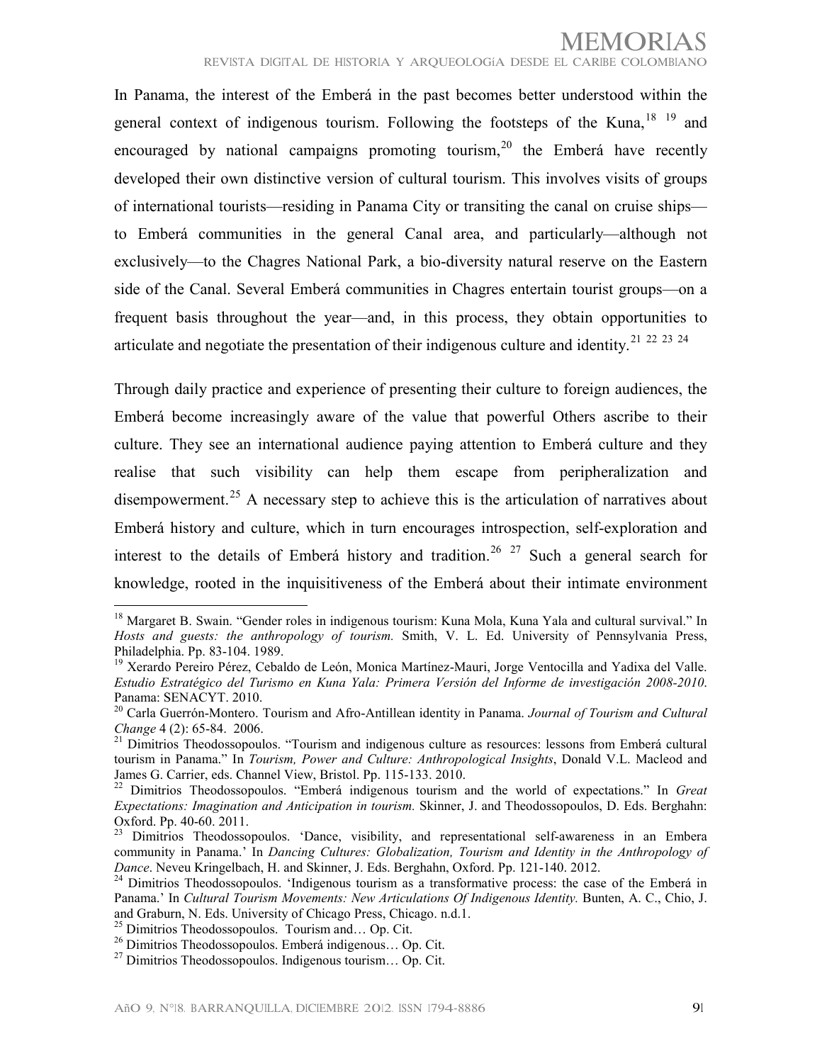In Panama, the interest of the Emberá in the past becomes better understood within the general context of indigenous tourism. Following the footsteps of the Kuna,[18] [19] and encouraged by national campaigns promoting tourism,[20] the Emberá have recently developed their own distinctive version of cultural tourism. This involves visits of groups of international tourists—residing in Panama City or transiting the canal on cruise ships—to Emberá communities in the general Canal area, and particularly—although not exclusively—to the Chagres National Park, a bio-diversity natural reserve on the Eastern side of the Canal. Several Emberá communities in Chagres entertain tourist groups—on a frequent basis throughout the year—and, in this process, they obtain opportunities to articulate and negotiate the presentation of their indigenous culture and identity.[21] [22] [23] [24]

Through daily practice and experience of presenting their culture to foreign audiences, the Emberá become increasingly aware of the value that powerful Others ascribe to their culture. They see an international audience paying attention to Emberá culture and they realise that such visibility can help them escape from peripheralization and disempowerment.[25] A necessary step to achieve this is the articulation of narratives about Emberá history and culture, which in turn encourages introspection, self-exploration and interest to the details of Emberá history and tradition.[26] [27] Such a general search for knowledge, rooted in the inquisitiveness of the Emberá about their intimate environment

---

[18] Margaret B. Swain. "Gender roles in indigenous tourism: Kuna Mola, Kuna Yala and cultural survival." In *Hosts and guests: the anthropology of tourism.* Smith, V. L. Ed. University of Pennsylvania Press, Philadelphia. Pp. 83-104. 1989.

[19] Xerardo Pereiro Pérez, Cebaldo de León, Monica Martínez-Mauri, Jorge Ventocilla and Yadixa del Valle. *Estudio Estratégico del Turismo en Kuna Yala: Primera Versión del Informe de investigación 2008-2010*. Panama: SENACYT. 2010.

[20] Carla Guerrón-Montero. Tourism and Afro-Antillean identity in Panama. *Journal of Tourism and Cultural Change* 4 (2): 65-84. 2006.

[21] Dimitrios Theodossopoulos. "Tourism and indigenous culture as resources: lessons from Emberá cultural tourism in Panama." In *Tourism, Power and Culture: Anthropological Insights*, Donald V.L. Macleod and James G. Carrier, eds. Channel View, Bristol. Pp. 115-133. 2010.

[22] Dimitrios Theodossopoulos. "Emberá indigenous tourism and the world of expectations." In *Great Expectations: Imagination and Anticipation in tourism.* Skinner, J. and Theodossopoulos, D. Eds. Berghahn: Oxford. Pp. 40-60. 2011.

[23] Dimitrios Theodossopoulos. 'Dance, visibility, and representational self-awareness in an Embera community in Panama.' In *Dancing Cultures: Globalization, Tourism and Identity in the Anthropology of Dance*. Neveu Kringelbach, H. and Skinner, J. Eds. Berghahn, Oxford. Pp. 121-140. 2012.

[24] Dimitrios Theodossopoulos. 'Indigenous tourism as a transformative process: the case of the Emberá in Panama.' In *Cultural Tourism Movements: New Articulations Of Indigenous Identity.* Bunten, A. C., Chio, J. and Graburn, N. Eds. University of Chicago Press, Chicago. n.d.1.

[25] Dimitrios Theodossopoulos. Tourism and… Op. Cit.

[26] Dimitrios Theodossopoulos. Emberá indigenous… Op. Cit.

[27] Dimitrios Theodossopoulos. Indigenous tourism… Op. Cit.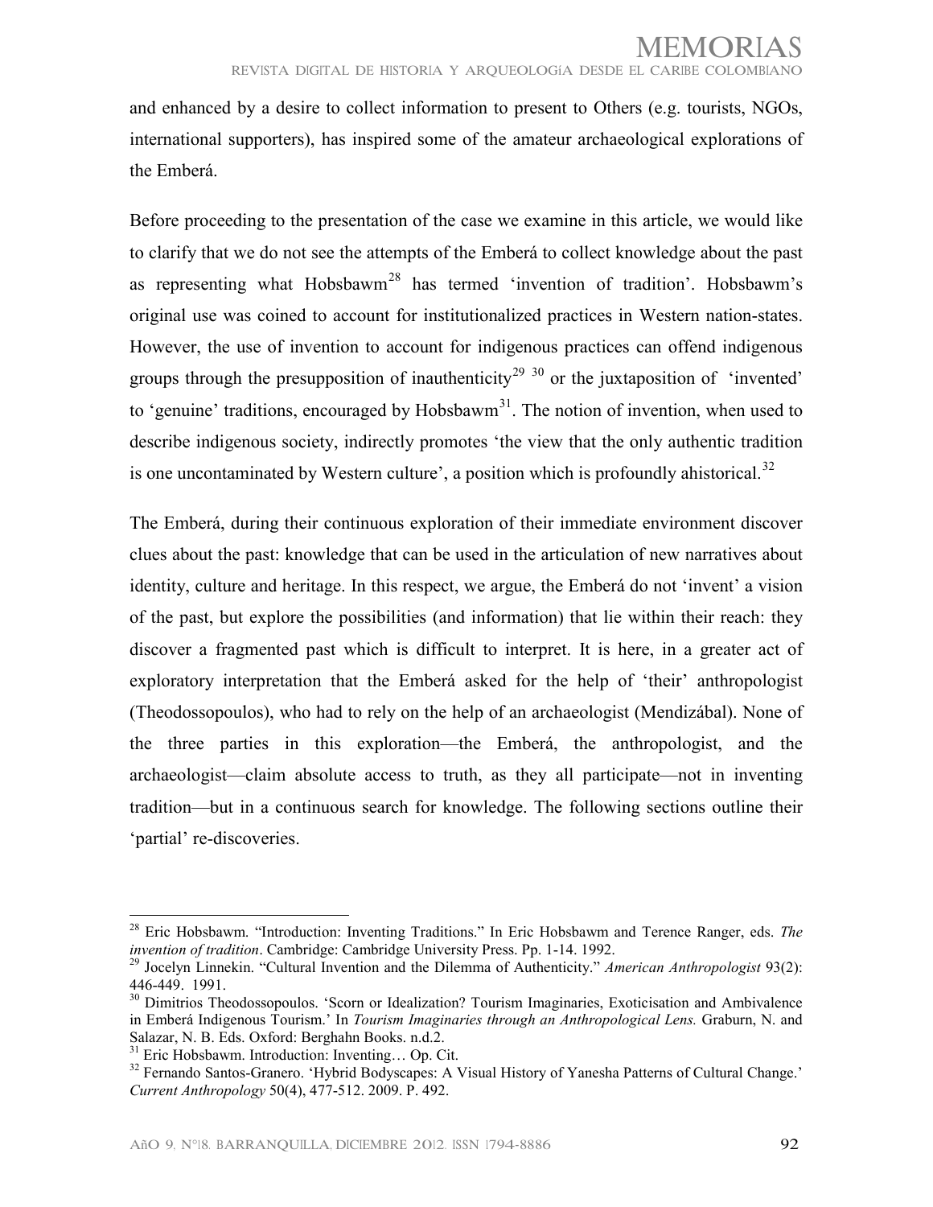and enhanced by a desire to collect information to present to Others (e.g. tourists, NGOs, international supporters), has inspired some of the amateur archaeological explorations of the Emberá.

Before proceeding to the presentation of the case we examine in this article, we would like to clarify that we do not see the attempts of the Emberá to collect knowledge about the past as representing what Hobsbawm[28] has termed 'invention of tradition'. Hobsbawm's original use was coined to account for institutionalized practices in Western nation-states. However, the use of invention to account for indigenous practices can offend indigenous groups through the presupposition of inauthenticity[29] [30] or the juxtaposition of 'invented' to 'genuine' traditions, encouraged by Hobsbawm[31]. The notion of invention, when used to describe indigenous society, indirectly promotes 'the view that the only authentic tradition is one uncontaminated by Western culture', a position which is profoundly ahistorical.[32]

The Emberá, during their continuous exploration of their immediate environment discover clues about the past: knowledge that can be used in the articulation of new narratives about identity, culture and heritage. In this respect, we argue, the Emberá do not 'invent' a vision of the past, but explore the possibilities (and information) that lie within their reach: they discover a fragmented past which is difficult to interpret. It is here, in a greater act of exploratory interpretation that the Emberá asked for the help of 'their' anthropologist (Theodossopoulos), who had to rely on the help of an archaeologist (Mendizábal). None of the three parties in this exploration—the Emberá, the anthropologist, and the archaeologist—claim absolute access to truth, as they all participate—not in inventing tradition—but in a continuous search for knowledge. The following sections outline their 'partial' re-discoveries.

---

[28] Eric Hobsbawm. "Introduction: Inventing Traditions." In Eric Hobsbawm and Terence Ranger, eds. *The invention of tradition*. Cambridge: Cambridge University Press. Pp. 1-14. 1992.

[29] Jocelyn Linnekin. "Cultural Invention and the Dilemma of Authenticity." *American Anthropologist* 93(2): 446-449. 1991.

[30] Dimitrios Theodossopoulos. 'Scorn or Idealization? Tourism Imaginaries, Exoticisation and Ambivalence in Emberá Indigenous Tourism.' In *Tourism Imaginaries through an Anthropological Lens.* Graburn, N. and Salazar, N. B. Eds. Oxford: Berghahn Books. n.d.2.

[31] Eric Hobsbawm. Introduction: Inventing… Op. Cit.

[32] Fernando Santos-Granero. 'Hybrid Bodyscapes: A Visual History of Yanesha Patterns of Cultural Change.' *Current Anthropology* 50(4), 477-512. 2009. P. 492.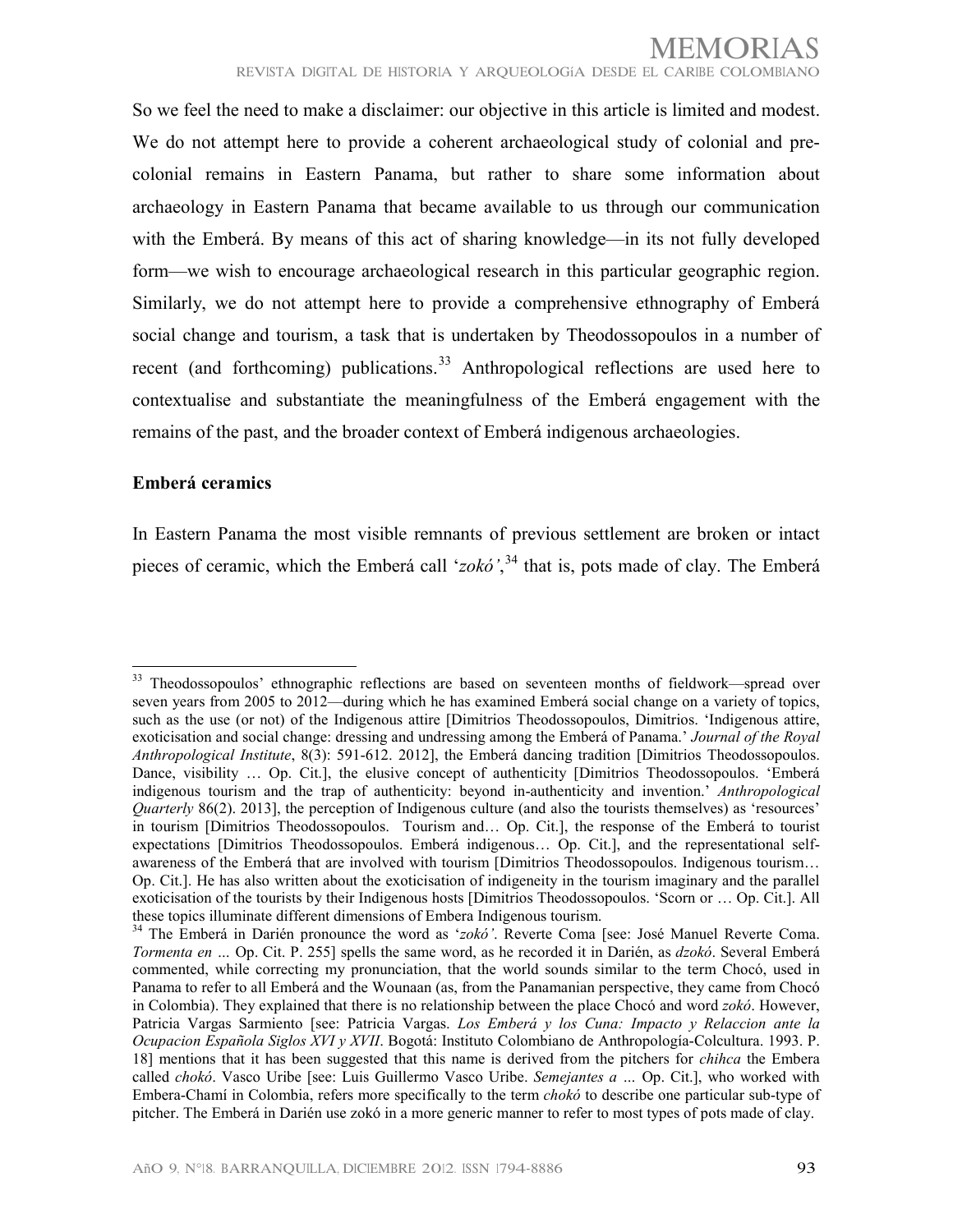So we feel the need to make a disclaimer: our objective in this article is limited and modest. We do not attempt here to provide a coherent archaeological study of colonial and pre-colonial remains in Eastern Panama, but rather to share some information about archaeology in Eastern Panama that became available to us through our communication with the Emberá. By means of this act of sharing knowledge—in its not fully developed form—we wish to encourage archaeological research in this particular geographic region. Similarly, we do not attempt here to provide a comprehensive ethnography of Emberá social change and tourism, a task that is undertaken by Theodossopoulos in a number of recent (and forthcoming) publications.[33] Anthropological reflections are used here to contextualise and substantiate the meaningfulness of the Emberá engagement with the remains of the past, and the broader context of Emberá indigenous archaeologies.

**Emberá ceramics**

In Eastern Panama the most visible remnants of previous settlement are broken or intact pieces of ceramic, which the Emberá call '*zokó'*,[34] that is, pots made of clay. The Emberá

---

[33] Theodossopoulos' ethnographic reflections are based on seventeen months of fieldwork—spread over seven years from 2005 to 2012—during which he has examined Emberá social change on a variety of topics, such as the use (or not) of the Indigenous attire [Dimitrios Theodossopoulos, Dimitrios. 'Indigenous attire, exoticisation and social change: dressing and undressing among the Emberá of Panama.' *Journal of the Royal Anthropological Institute*, 8(3): 591-612. 2012], the Emberá dancing tradition [Dimitrios Theodossopoulos. Dance, visibility … Op. Cit.], the elusive concept of authenticity [Dimitrios Theodossopoulos. 'Emberá indigenous tourism and the trap of authenticity: beyond in-authenticity and invention.' *Anthropological Quarterly* 86(2). 2013], the perception of Indigenous culture (and also the tourists themselves) as 'resources' in tourism [Dimitrios Theodossopoulos. Tourism and… Op. Cit.], the response of the Emberá to tourist expectations [Dimitrios Theodossopoulos. Emberá indigenous… Op. Cit.], and the representational self-awareness of the Emberá that are involved with tourism [Dimitrios Theodossopoulos. Indigenous tourism… Op. Cit.]. He has also written about the exoticisation of indigeneity in the tourism imaginary and the parallel exoticisation of the tourists by their Indigenous hosts [Dimitrios Theodossopoulos. 'Scorn or … Op. Cit.]. All these topics illuminate different dimensions of Embera Indigenous tourism.

[34] The Emberá in Darién pronounce the word as '*zokó'*. Reverte Coma [see: José Manuel Reverte Coma. *Tormenta en …* Op. Cit. P. 255] spells the same word, as he recorded it in Darién, as *dzokó*. Several Emberá commented, while correcting my pronunciation, that the world sounds similar to the term Chocó, used in Panama to refer to all Emberá and the Wounaan (as, from the Panamanian perspective, they came from Chocó in Colombia). They explained that there is no relationship between the place Chocó and word *zokó*. However, Patricia Vargas Sarmiento [see: Patricia Vargas. *Los Emberá y los Cuna: Impacto y Relaccion ante la Ocupacion Española Siglos XVI y XVII*. Bogotá: Instituto Colombiano de Anthropología-Colcultura. 1993. P. 18] mentions that it has been suggested that this name is derived from the pitchers for *chihca* the Embera called *chokó*. Vasco Uribe [see: Luis Guillermo Vasco Uribe. *Semejantes a …* Op. Cit.], who worked with Embera-Chamí in Colombia, refers more specifically to the term *chokó* to describe one particular sub-type of pitcher. The Emberá in Darién use zokó in a more generic manner to refer to most types of pots made of clay.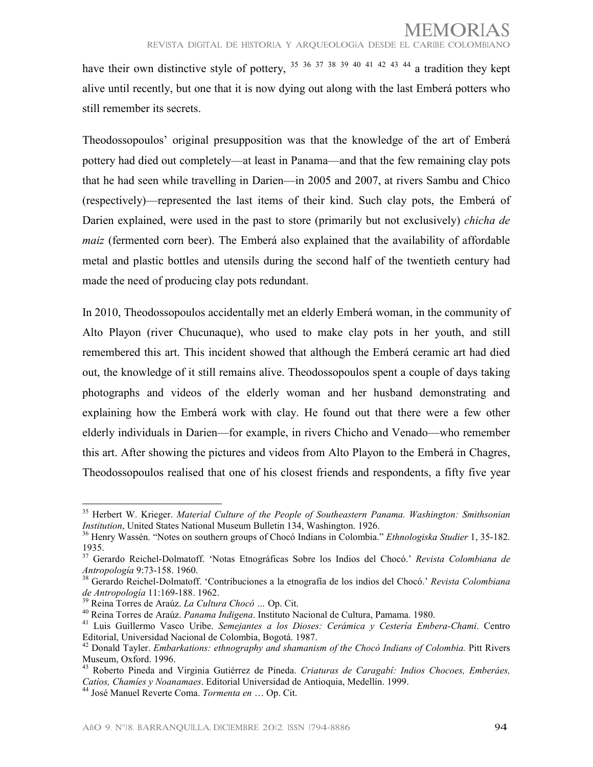have their own distinctive style of pottery, [35] [36] [37] [38] [39] [40] [41] [42] [43] [44] a tradition they kept alive until recently, but one that it is now dying out along with the last Emberá potters who still remember its secrets.

Theodossopoulos' original presupposition was that the knowledge of the art of Emberá pottery had died out completely—at least in Panama—and that the few remaining clay pots that he had seen while travelling in Darien—in 2005 and 2007, at rivers Sambu and Chico (respectively)—represented the last items of their kind. Such clay pots, the Emberá of Darien explained, were used in the past to store (primarily but not exclusively) *chicha de maiz* (fermented corn beer). The Emberá also explained that the availability of affordable metal and plastic bottles and utensils during the second half of the twentieth century had made the need of producing clay pots redundant.

In 2010, Theodossopoulos accidentally met an elderly Emberá woman, in the community of Alto Playon (river Chucunaque), who used to make clay pots in her youth, and still remembered this art. This incident showed that although the Emberá ceramic art had died out, the knowledge of it still remains alive. Theodossopoulos spent a couple of days taking photographs and videos of the elderly woman and her husband demonstrating and explaining how the Emberá work with clay. He found out that there were a few other elderly individuals in Darien—for example, in rivers Chicho and Venado—who remember this art. After showing the pictures and videos from Alto Playon to the Emberá in Chagres, Theodossopoulos realised that one of his closest friends and respondents, a fifty five year

---

[35] Herbert W. Krieger. *Material Culture of the People of Southeastern Panama. Washington: Smithsonian Institution*, United States National Museum Bulletin 134, Washington. 1926.

[36] Henry Wassén. "Notes on southern groups of Chocó Indians in Colombia." *Ethnologiska Studier* 1, 35-182. 1935.

[37] Gerardo Reichel-Dolmatoff. 'Notas Etnográficas Sobre los Indios del Chocó.' *Revista Colombiana de Antropología* 9:73-158. 1960.

[38] Gerardo Reichel-Dolmatoff. 'Contribuciones a la etnografía de los indios del Chocó.' *Revista Colombiana de Antropología* 11:169-188. 1962.

[39] Reina Torres de Araúz. *La Cultura Chocó …* Op. Cit.

[40] Reina Torres de Araúz. *Panama Indigena*. Instituto Nacional de Cultura, Pamama. 1980.

[41] Luis Guillermo Vasco Uribe. *Semejantes a los Dioses: Cerámica y Cestería Embera-Chami*. Centro Editorial, Universidad Nacional de Colombia, Bogotá. 1987.

[42] Donald Tayler. *Embarkations: ethnography and shamanism of the Chocó Indians of Colombia.* Pitt Rivers Museum, Oxford. 1996.

[43] Roberto Pineda and Virginia Gutiérrez de Pineda. *Criaturas de Caragabí: Indios Chocoes, Emberáes, Catíos, Chamíes y Noanamaes*. Editorial Universidad de Antioquia, Medellín. 1999.

[44] José Manuel Reverte Coma. *Tormenta en* … Op. Cit.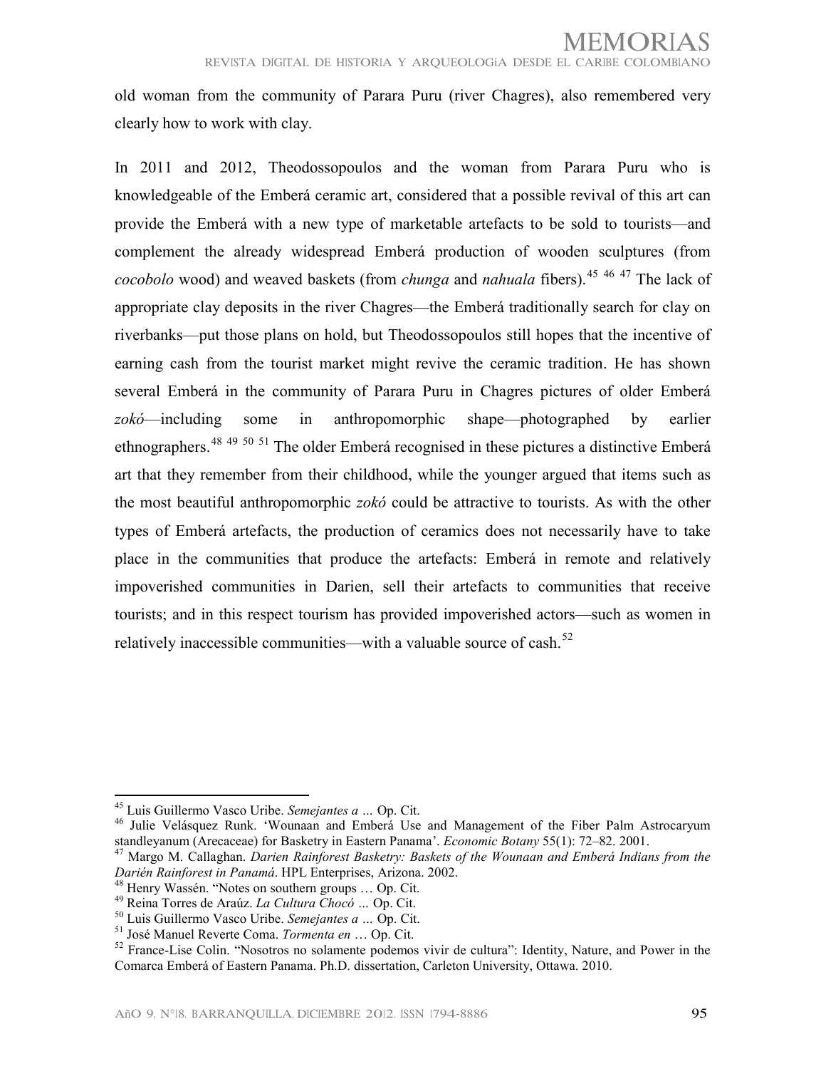old woman from the community of Parara Puru (river Chagres), also remembered very clearly how to work with clay.

In 2011 and 2012, Theodossopoulos and the woman from Parara Puru who is knowledgeable of the Emberá ceramic art, considered that a possible revival of this art can provide the Emberá with a new type of marketable artefacts to be sold to tourists—and complement the already widespread Emberá production of wooden sculptures (from *cocobolo* wood) and weaved baskets (from *chunga* and *nahuala* fibers).[45] [46] [47] The lack of appropriate clay deposits in the river Chagres—the Emberá traditionally search for clay on riverbanks—put those plans on hold, but Theodossopoulos still hopes that the incentive of earning cash from the tourist market might revive the ceramic tradition. He has shown several Emberá in the community of Parara Puru in Chagres pictures of older Emberá *zokó*—including some in anthropomorphic shape—photographed by earlier ethnographers.[48] [49] [50] [51] The older Emberá recognised in these pictures a distinctive Emberá art that they remember from their childhood, while the younger argued that items such as the most beautiful anthropomorphic *zokó* could be attractive to tourists. As with the other types of Emberá artefacts, the production of ceramics does not necessarily have to take place in the communities that produce the artefacts: Emberá in remote and relatively impoverished communities in Darien, sell their artefacts to communities that receive tourists; and in this respect tourism has provided impoverished actors—such as women in relatively inaccessible communities—with a valuable source of cash.[52]

---

[45] Luis Guillermo Vasco Uribe. *Semejantes a …* Op. Cit.

[46] Julie Velásquez Runk. 'Wounaan and Emberá Use and Management of the Fiber Palm Astrocaryum standleyanum (Arecaceae) for Basketry in Eastern Panama'. *Economic Botany* 55(1): 72–82. 2001.

[47] Margo M. Callaghan. *Darien Rainforest Basketry: Baskets of the Wounaan and Emberá Indians from the Darién Rainforest in Panamá*. HPL Enterprises, Arizona. 2002.

[48] Henry Wassén. "Notes on southern groups … Op. Cit.

[49] Reina Torres de Araúz. *La Cultura Chocó …* Op. Cit.

[50] Luis Guillermo Vasco Uribe. *Semejantes a …* Op. Cit.

[51] José Manuel Reverte Coma. *Tormenta en* … Op. Cit.

[52] France-Lise Colin. "Nosotros no solamente podemos vivir de cultura": Identity, Nature, and Power in the Comarca Emberá of Eastern Panama. Ph.D. dissertation, Carleton University, Ottawa. 2010.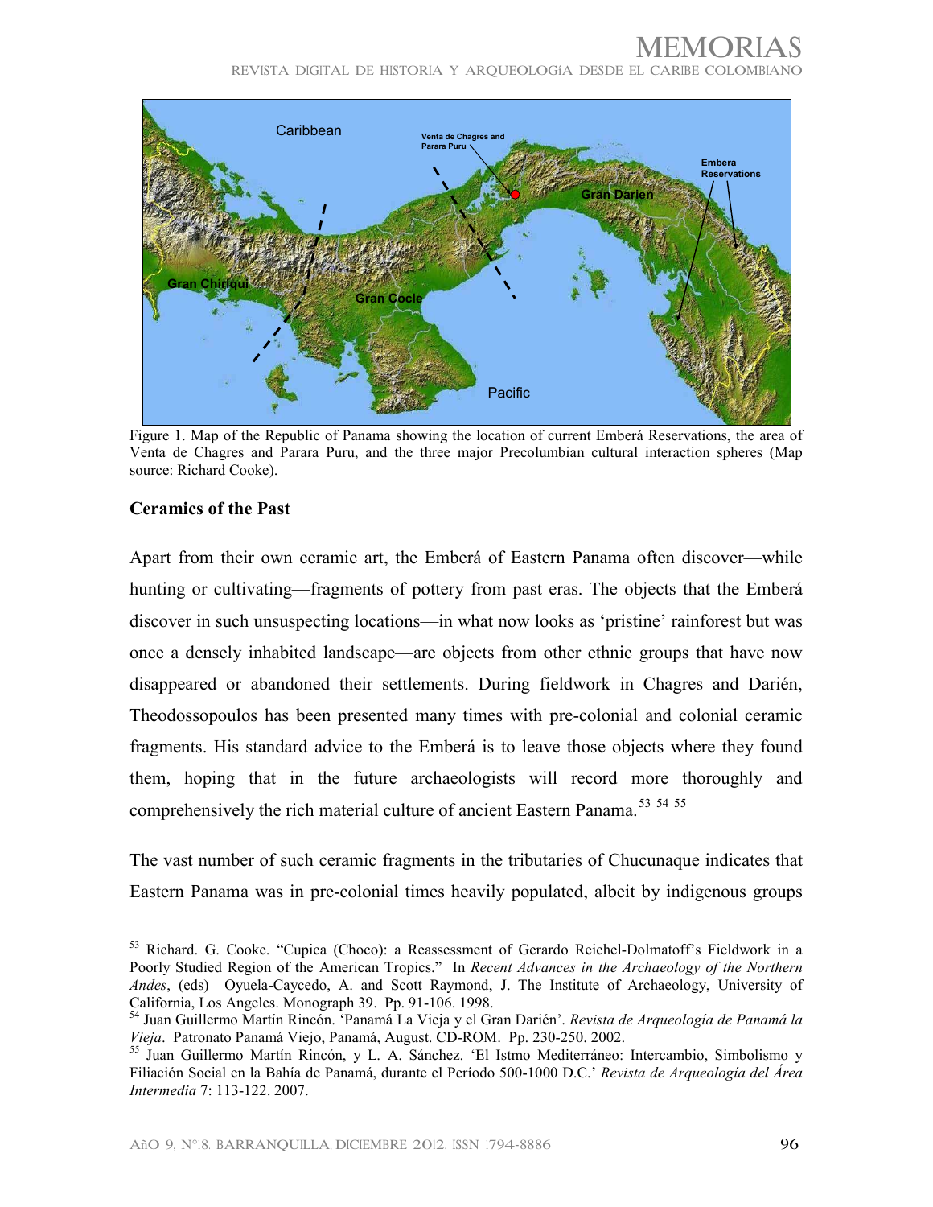Figure 1. Map of the Republic of Panama showing the location of current Emberá Reservations, the area of Venta de Chagres and Parara Puru, and the three major Precolumbian cultural interaction spheres (Map source: Richard Cooke).

## Ceramics of the Past

Apart from their own ceramic art, the Emberá of Eastern Panama often discover—while hunting or cultivating—fragments of pottery from past eras. The objects that the Emberá discover in such unsuspecting locations—in what now looks as 'pristine' rainforest but was once a densely inhabited landscape—are objects from other ethnic groups that have now disappeared or abandoned their settlements. During fieldwork in Chagres and Darién, Theodossopoulos has been presented many times with pre-colonial and colonial ceramic fragments. His standard advice to the Emberá is to leave those objects where they found them, hoping that in the future archaeologists will record more thoroughly and comprehensively the rich material culture of ancient Eastern Panama.[53] [54] [55]

The vast number of such ceramic fragments in the tributaries of Chucunaque indicates that Eastern Panama was in pre-colonial times heavily populated, albeit by indigenous groups

---

[53] Richard. G. Cooke. "Cupica (Choco): a Reassessment of Gerardo Reichel-Dolmatoff's Fieldwork in a Poorly Studied Region of the American Tropics." In *Recent Advances in the Archaeology of the Northern Andes*, (eds) Oyuela-Caycedo, A. and Scott Raymond, J. The Institute of Archaeology, University of California, Los Angeles. Monograph 39. Pp. 91-106. 1998.

[54] Juan Guillermo Martín Rincón. 'Panamá La Vieja y el Gran Darién'. *Revista de Arqueología de Panamá la Vieja*. Patronato Panamá Viejo, Panamá, August. CD-ROM. Pp. 230-250. 2002.

[55] Juan Guillermo Martín Rincón, y L. A. Sánchez. 'El Istmo Mediterráneo: Intercambio, Simbolismo y Filiación Social en la Bahía de Panamá, durante el Período 500-1000 D.C.' *Revista de Arqueología del Área Intermedia* 7: 113-122. 2007.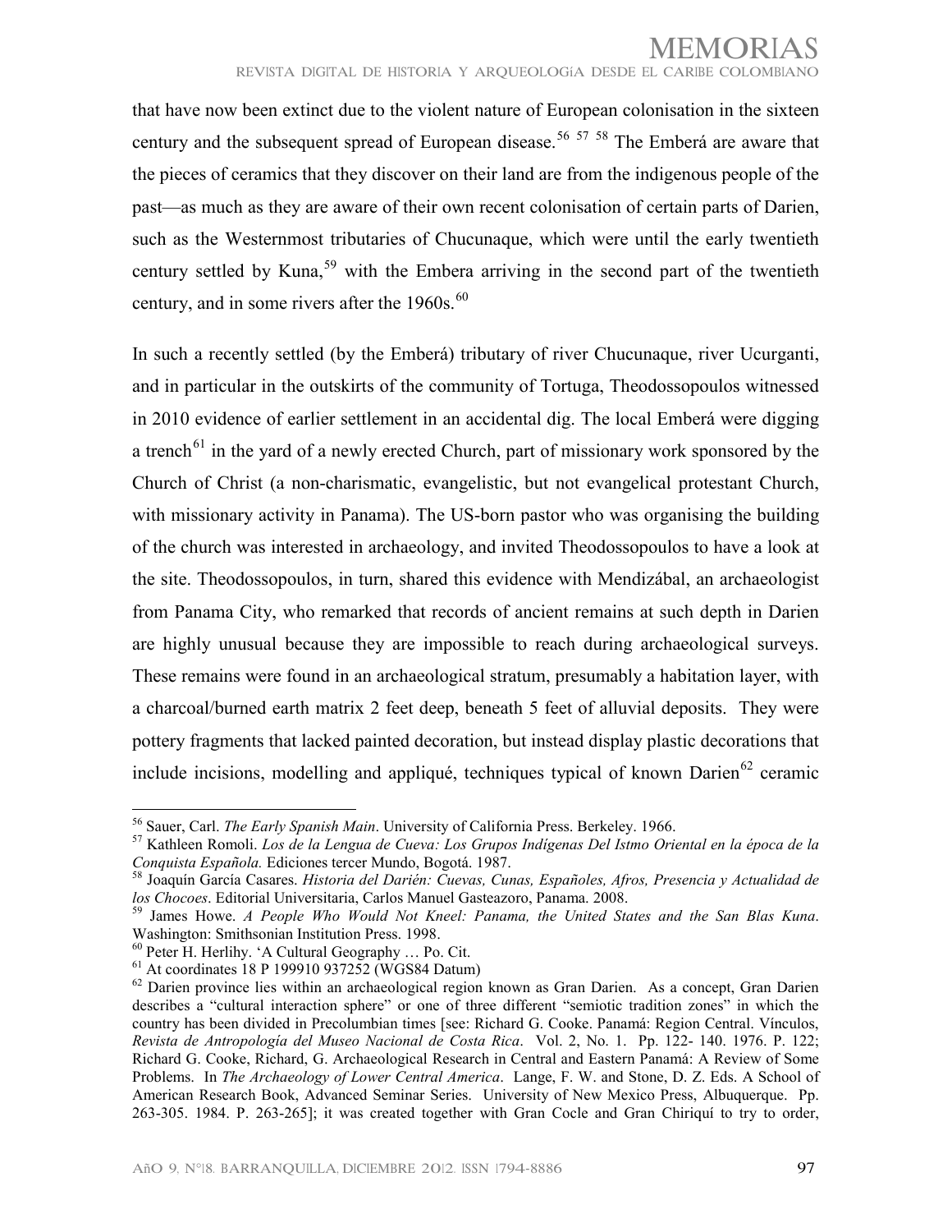that have now been extinct due to the violent nature of European colonisation in the sixteen century and the subsequent spread of European disease.[56] [57] [58] The Emberá are aware that the pieces of ceramics that they discover on their land are from the indigenous people of the past—as much as they are aware of their own recent colonisation of certain parts of Darien, such as the Westernmost tributaries of Chucunaque, which were until the early twentieth century settled by Kuna,[59] with the Embera arriving in the second part of the twentieth century, and in some rivers after the 1960s.[60]

In such a recently settled (by the Emberá) tributary of river Chucunaque, river Ucurganti, and in particular in the outskirts of the community of Tortuga, Theodossopoulos witnessed in 2010 evidence of earlier settlement in an accidental dig. The local Emberá were digging a trench[61] in the yard of a newly erected Church, part of missionary work sponsored by the Church of Christ (a non-charismatic, evangelistic, but not evangelical protestant Church, with missionary activity in Panama). The US-born pastor who was organising the building of the church was interested in archaeology, and invited Theodossopoulos to have a look at the site. Theodossopoulos, in turn, shared this evidence with Mendizábal, an archaeologist from Panama City, who remarked that records of ancient remains at such depth in Darien are highly unusual because they are impossible to reach during archaeological surveys. These remains were found in an archaeological stratum, presumably a habitation layer, with a charcoal/burned earth matrix 2 feet deep, beneath 5 feet of alluvial deposits. They were pottery fragments that lacked painted decoration, but instead display plastic decorations that include incisions, modelling and appliqué, techniques typical of known Darien[62] ceramic

---

[56] Sauer, Carl. *The Early Spanish Main*. University of California Press. Berkeley. 1966.

[57] Kathleen Romoli. *Los de la Lengua de Cueva: Los Grupos Indígenas Del Istmo Oriental en la época de la Conquista Española.* Ediciones tercer Mundo, Bogotá. 1987.

[58] Joaquín García Casares. *Historia del Darién: Cuevas, Cunas, Españoles, Afros, Presencia y Actualidad de los Chocoes*. Editorial Universitaria, Carlos Manuel Gasteazoro, Panama. 2008.

[59] James Howe. *A People Who Would Not Kneel: Panama, the United States and the San Blas Kuna*. Washington: Smithsonian Institution Press. 1998.

[60] Peter H. Herlihy. 'A Cultural Geography … Po. Cit.

[61] At coordinates 18 P 199910 937252 (WGS84 Datum)

[62] Darien province lies within an archaeological region known as Gran Darien. As a concept, Gran Darien describes a "cultural interaction sphere" or one of three different "semiotic tradition zones" in which the country has been divided in Precolumbian times [see: Richard G. Cooke. Panamá: Region Central. Vínculos, *Revista de Antropología del Museo Nacional de Costa Rica*. Vol. 2, No. 1. Pp. 122- 140. 1976. P. 122; Richard G. Cooke, Richard, G. Archaeological Research in Central and Eastern Panamá: A Review of Some Problems. In *The Archaeology of Lower Central America*. Lange, F. W. and Stone, D. Z. Eds. A School of American Research Book, Advanced Seminar Series. University of New Mexico Press, Albuquerque. Pp. 263-305. 1984. P. 263-265]; it was created together with Gran Cocle and Gran Chiriquí to try to order,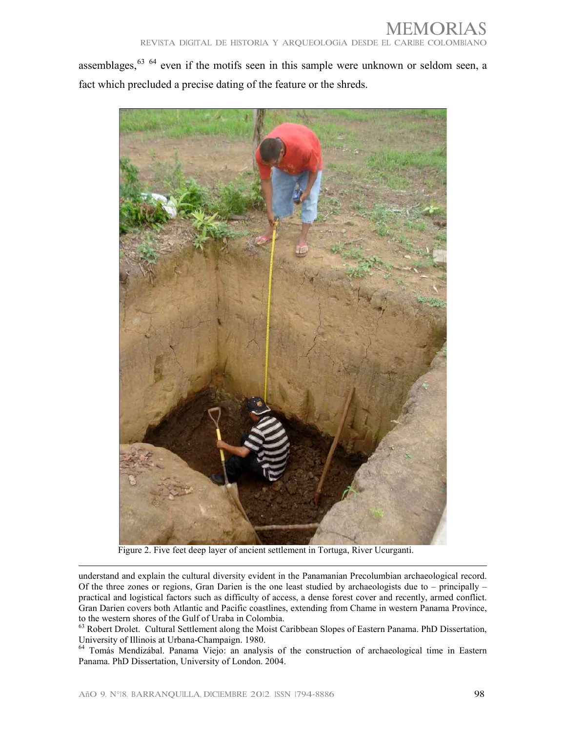assemblages,[63] [64] even if the motifs seen in this sample were unknown or seldom seen, a fact which precluded a precise dating of the feature or the shreds.

Figure 2. Five feet deep layer of ancient settlement in Tortuga, River Ucurganti.

understand and explain the cultural diversity evident in the Panamanian Precolumbian archaeological record. Of the three zones or regions, Gran Darien is the one least studied by archaeologists due to – principally – practical and logistical factors such as difficulty of access, a dense forest cover and recently, armed conflict. Gran Darien covers both Atlantic and Pacific coastlines, extending from Chame in western Panama Province, to the western shores of the Gulf of Uraba in Colombia.

[63] Robert Drolet. Cultural Settlement along the Moist Caribbean Slopes of Eastern Panama. PhD Dissertation, University of Illinois at Urbana-Champaign. 1980.

[64] Tomás Mendizábal. Panama Viejo: an analysis of the construction of archaeological time in Eastern Panama. PhD Dissertation, University of London. 2004.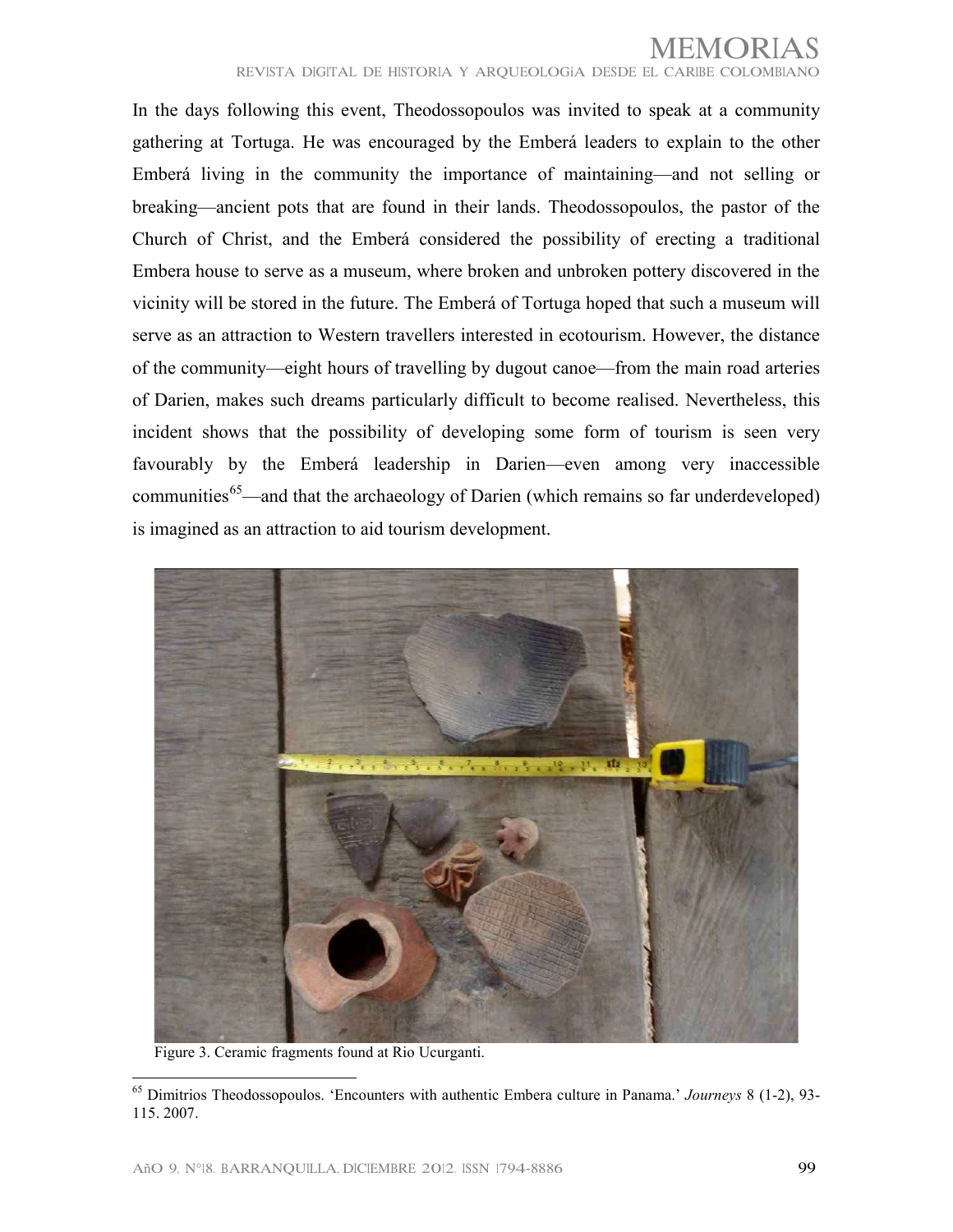In the days following this event, Theodossopoulos was invited to speak at a community gathering at Tortuga. He was encouraged by the Emberá leaders to explain to the other Emberá living in the community the importance of maintaining—and not selling or breaking—ancient pots that are found in their lands. Theodossopoulos, the pastor of the Church of Christ, and the Emberá considered the possibility of erecting a traditional Embera house to serve as a museum, where broken and unbroken pottery discovered in the vicinity will be stored in the future. The Emberá of Tortuga hoped that such a museum will serve as an attraction to Western travellers interested in ecotourism. However, the distance of the community—eight hours of travelling by dugout canoe—from the main road arteries of Darien, makes such dreams particularly difficult to become realised. Nevertheless, this incident shows that the possibility of developing some form of tourism is seen very favourably by the Emberá leadership in Darien—even among very inaccessible communities[65]—and that the archaeology of Darien (which remains so far underdeveloped) is imagined as an attraction to aid tourism development.

Figure 3. Ceramic fragments found at Rio Ucurganti.

[65] Dimitrios Theodossopoulos. 'Encounters with authentic Embera culture in Panama.' *Journeys* 8 (1-2), 93-115. 2007.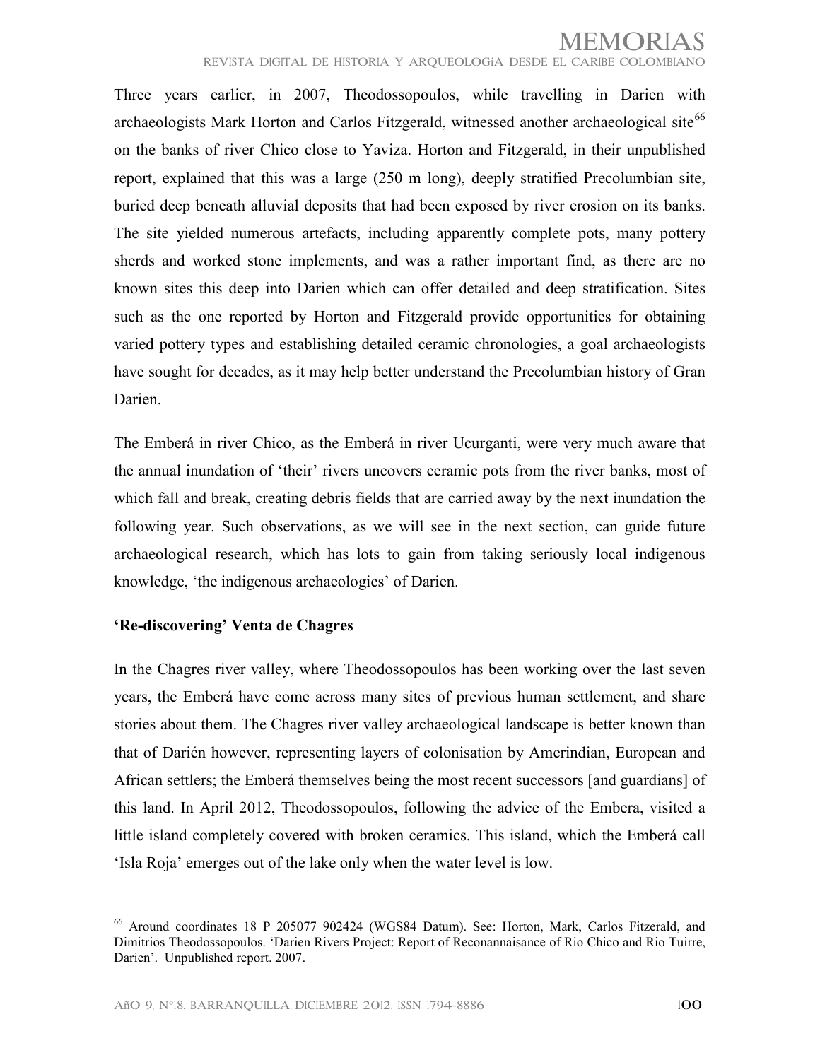Three years earlier, in 2007, Theodossopoulos, while travelling in Darien with archaeologists Mark Horton and Carlos Fitzgerald, witnessed another archaeological site[66] on the banks of river Chico close to Yaviza. Horton and Fitzgerald, in their unpublished report, explained that this was a large (250 m long), deeply stratified Precolumbian site, buried deep beneath alluvial deposits that had been exposed by river erosion on its banks. The site yielded numerous artefacts, including apparently complete pots, many pottery sherds and worked stone implements, and was a rather important find, as there are no known sites this deep into Darien which can offer detailed and deep stratification. Sites such as the one reported by Horton and Fitzgerald provide opportunities for obtaining varied pottery types and establishing detailed ceramic chronologies, a goal archaeologists have sought for decades, as it may help better understand the Precolumbian history of Gran Darien.

The Emberá in river Chico, as the Emberá in river Ucurganti, were very much aware that the annual inundation of 'their' rivers uncovers ceramic pots from the river banks, most of which fall and break, creating debris fields that are carried away by the next inundation the following year. Such observations, as we will see in the next section, can guide future archaeological research, which has lots to gain from taking seriously local indigenous knowledge, 'the indigenous archaeologies' of Darien.

## 'Re-discovering' Venta de Chagres

In the Chagres river valley, where Theodossopoulos has been working over the last seven years, the Emberá have come across many sites of previous human settlement, and share stories about them. The Chagres river valley archaeological landscape is better known than that of Darién however, representing layers of colonisation by Amerindian, European and African settlers; the Emberá themselves being the most recent successors [and guardians] of this land. In April 2012, Theodossopoulos, following the advice of the Embera, visited a little island completely covered with broken ceramics. This island, which the Emberá call 'Isla Roja' emerges out of the lake only when the water level is low.

---

[66] Around coordinates 18 P 205077 902424 (WGS84 Datum). See: Horton, Mark, Carlos Fitzerald, and Dimitrios Theodossopoulos. 'Darien Rivers Project: Report of Reconannaisance of Rio Chico and Rio Tuirre, Darien'. Unpublished report. 2007.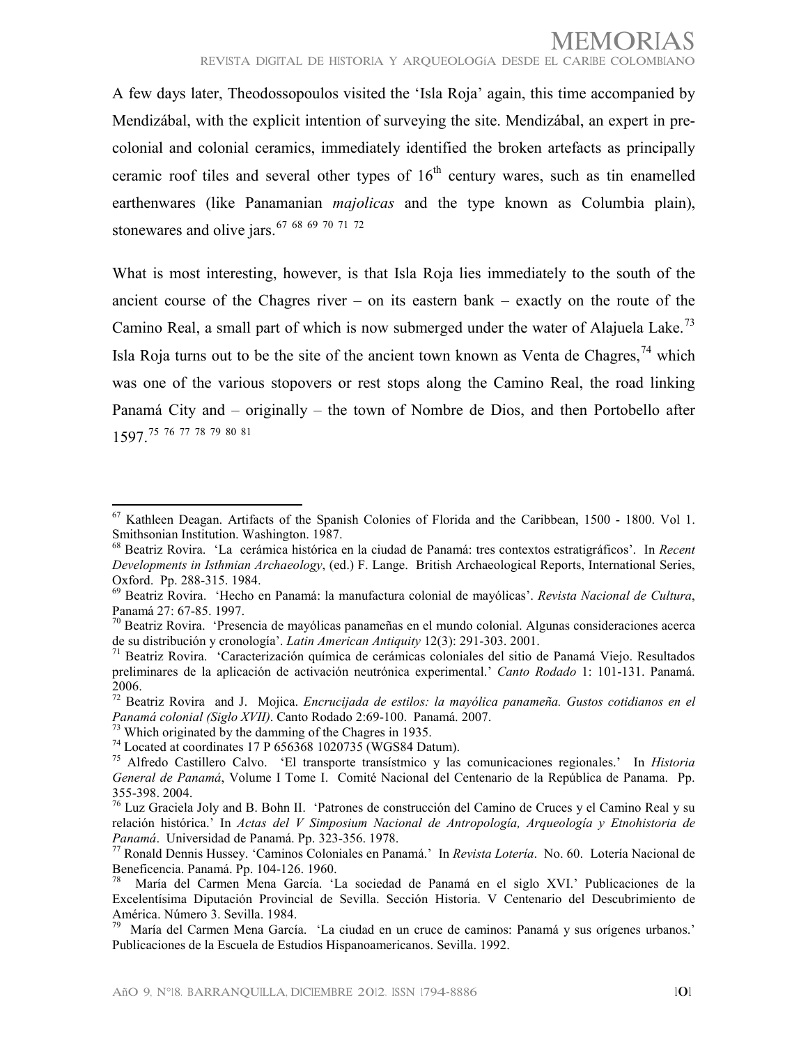A few days later, Theodossopoulos visited the 'Isla Roja' again, this time accompanied by Mendizábal, with the explicit intention of surveying the site. Mendizábal, an expert in pre-colonial and colonial ceramics, immediately identified the broken artefacts as principally ceramic roof tiles and several other types of 16th century wares, such as tin enamelled earthenwares (like Panamanian *majolicas* and the type known as Columbia plain), stonewares and olive jars.[67] [68] [69] [70] [71] [72]

What is most interesting, however, is that Isla Roja lies immediately to the south of the ancient course of the Chagres river – on its eastern bank – exactly on the route of the Camino Real, a small part of which is now submerged under the water of Alajuela Lake.[73] Isla Roja turns out to be the site of the ancient town known as Venta de Chagres,[74] which was one of the various stopovers or rest stops along the Camino Real, the road linking Panamá City and – originally – the town of Nombre de Dios, and then Portobello after 1597.[75] [76] [77] [78] [79] [80] [81]

---

[67] Kathleen Deagan. Artifacts of the Spanish Colonies of Florida and the Caribbean, 1500 - 1800. Vol 1. Smithsonian Institution. Washington. 1987.

[68] Beatriz Rovira. 'La cerámica histórica en la ciudad de Panamá: tres contextos estratigráficos'. In *Recent Developments in Isthmian Archaeology*, (ed.) F. Lange. British Archaeological Reports, International Series, Oxford. Pp. 288-315. 1984.

[69] Beatriz Rovira. 'Hecho en Panamá: la manufactura colonial de mayólicas'. *Revista Nacional de Cultura*, Panamá 27: 67-85. 1997.

[70] Beatriz Rovira. 'Presencia de mayólicas panameñas en el mundo colonial. Algunas consideraciones acerca de su distribución y cronología'. *Latin American Antiquity* 12(3): 291-303. 2001.

[71] Beatriz Rovira. 'Caracterización química de cerámicas coloniales del sitio de Panamá Viejo. Resultados preliminares de la aplicación de activación neutrónica experimental.' *Canto Rodado* 1: 101-131. Panamá. 2006.

[72] Beatriz Rovira and J. Mojica. *Encrucijada de estilos: la mayólica panameña. Gustos cotidianos en el Panamá colonial (Siglo XVII)*. Canto Rodado 2:69-100. Panamá. 2007.

[73] Which originated by the damming of the Chagres in 1935.

[74] Located at coordinates 17 P 656368 1020735 (WGS84 Datum).

[75] Alfredo Castillero Calvo. 'El transporte transístmico y las comunicaciones regionales.' In *Historia General de Panamá*, Volume I Tome I. Comité Nacional del Centenario de la República de Panama. Pp. 355-398. 2004.

[76] Luz Graciela Joly and B. Bohn II. 'Patrones de construcción del Camino de Cruces y el Camino Real y su relación histórica.' In *Actas del V Simposium Nacional de Antropología, Arqueología y Etnohistoria de Panamá*. Universidad de Panamá. Pp. 323-356. 1978.

[77] Ronald Dennis Hussey. 'Caminos Coloniales en Panamá.' In *Revista Lotería*. No. 60. Lotería Nacional de Beneficencia. Panamá. Pp. 104-126. 1960.

[78] María del Carmen Mena García. 'La sociedad de Panamá en el siglo XVI.' Publicaciones de la Excelentísima Diputación Provincial de Sevilla. Sección Historia. V Centenario del Descubrimiento de América. Número 3. Sevilla. 1984.

[79] María del Carmen Mena García. 'La ciudad en un cruce de caminos: Panamá y sus orígenes urbanos.' Publicaciones de la Escuela de Estudios Hispanoamericanos. Sevilla. 1992.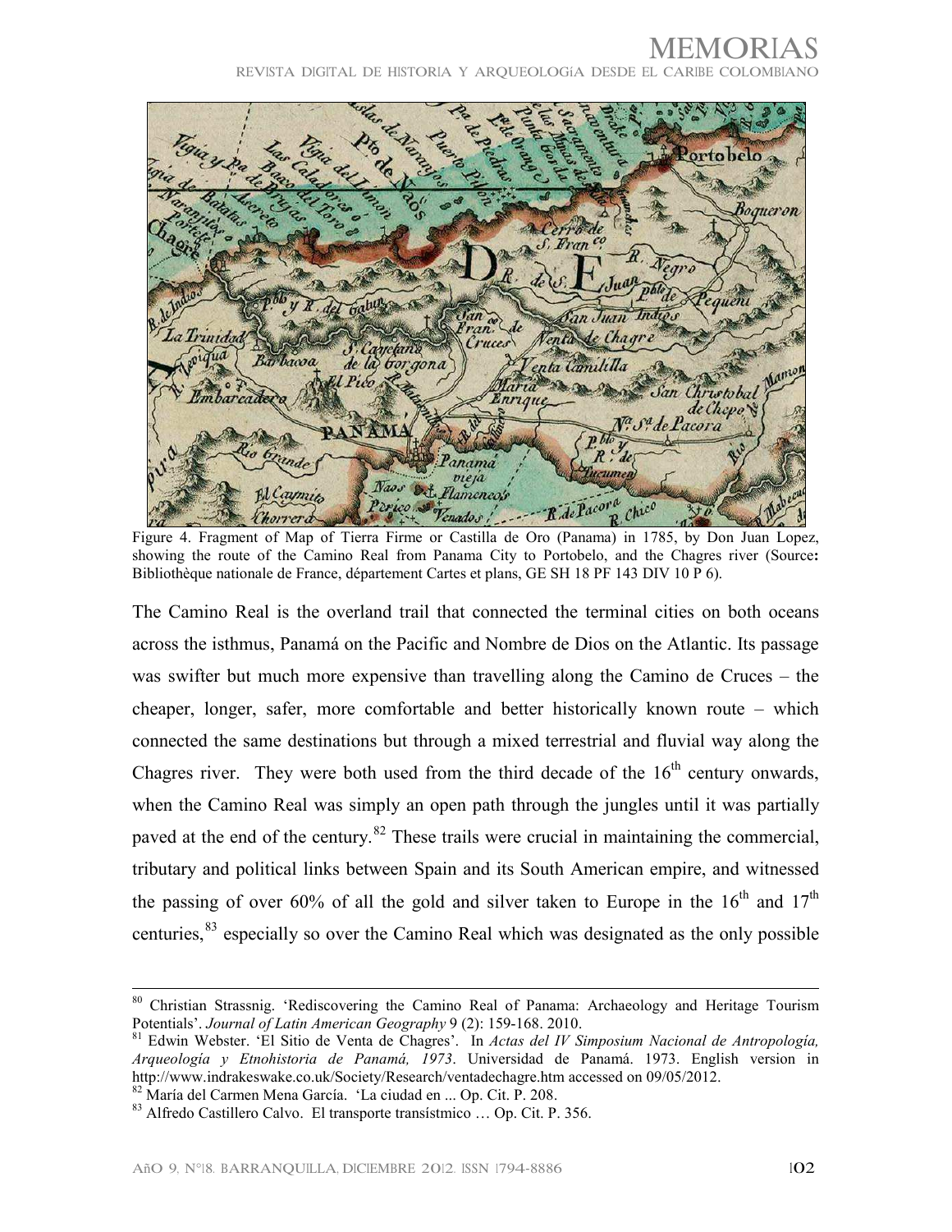Figure 4. Fragment of Map of Tierra Firme or Castilla de Oro (Panama) in 1785, by Don Juan Lopez, showing the route of the Camino Real from Panama City to Portobelo, and the Chagres river (Source**:** Bibliothèque nationale de France, département Cartes et plans, GE SH 18 PF 143 DIV 10 P 6).

The Camino Real is the overland trail that connected the terminal cities on both oceans across the isthmus, Panamá on the Pacific and Nombre de Dios on the Atlantic. Its passage was swifter but much more expensive than travelling along the Camino de Cruces – the cheaper, longer, safer, more comfortable and better historically known route – which connected the same destinations but through a mixed terrestrial and fluvial way along the Chagres river. They were both used from the third decade of the 16th century onwards, when the Camino Real was simply an open path through the jungles until it was partially paved at the end of the century.[82] These trails were crucial in maintaining the commercial, tributary and political links between Spain and its South American empire, and witnessed the passing of over 60% of all the gold and silver taken to Europe in the 16th and 17th centuries,[83] especially so over the Camino Real which was designated as the only possible

---

[80] Christian Strassnig. 'Rediscovering the Camino Real of Panama: Archaeology and Heritage Tourism Potentials'. *Journal of Latin American Geography* 9 (2): 159-168. 2010.

[81] Edwin Webster. 'El Sitio de Venta de Chagres'. In *Actas del IV Simposium Nacional de Antropología, Arqueología y Etnohistoria de Panamá, 1973*. Universidad de Panamá. 1973. English version in http://www.indrakeswake.co.uk/Society/Research/ventadechagre.htm accessed on 09/05/2012.

[82] María del Carmen Mena García. 'La ciudad en ... Op. Cit. P. 208.

[83] Alfredo Castillero Calvo. El transporte transístmico … Op. Cit. P. 356.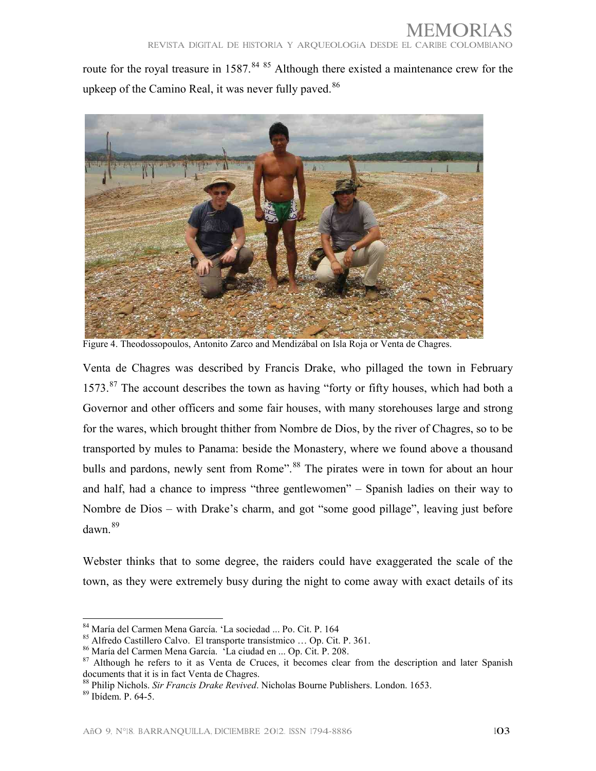route for the royal treasure in 1587.[84] [85] Although there existed a maintenance crew for the upkeep of the Camino Real, it was never fully paved.[86]

Figure 4. Theodossopoulos, Antonito Zarco and Mendizábal on Isla Roja or Venta de Chagres.

Venta de Chagres was described by Francis Drake, who pillaged the town in February 1573.[87] The account describes the town as having "forty or fifty houses, which had both a Governor and other officers and some fair houses, with many storehouses large and strong for the wares, which brought thither from Nombre de Dios, by the river of Chagres, so to be transported by mules to Panama: beside the Monastery, where we found above a thousand bulls and pardons, newly sent from Rome".[88] The pirates were in town for about an hour and half, had a chance to impress "three gentlewomen" – Spanish ladies on their way to Nombre de Dios – with Drake's charm, and got "some good pillage", leaving just before dawn.[89]

Webster thinks that to some degree, the raiders could have exaggerated the scale of the town, as they were extremely busy during the night to come away with exact details of its

---

[84] María del Carmen Mena García. 'La sociedad ... Po. Cit. P. 164

[85] Alfredo Castillero Calvo. El transporte transístmico … Op. Cit. P. 361.

[86] María del Carmen Mena García. 'La ciudad en ... Op. Cit. P. 208.

[87] Although he refers to it as Venta de Cruces, it becomes clear from the description and later Spanish documents that it is in fact Venta de Chagres.

[88] Philip Nichols. *Sir Francis Drake Revived*. Nicholas Bourne Publishers. London. 1653.

[89] Ibídem. P. 64-5.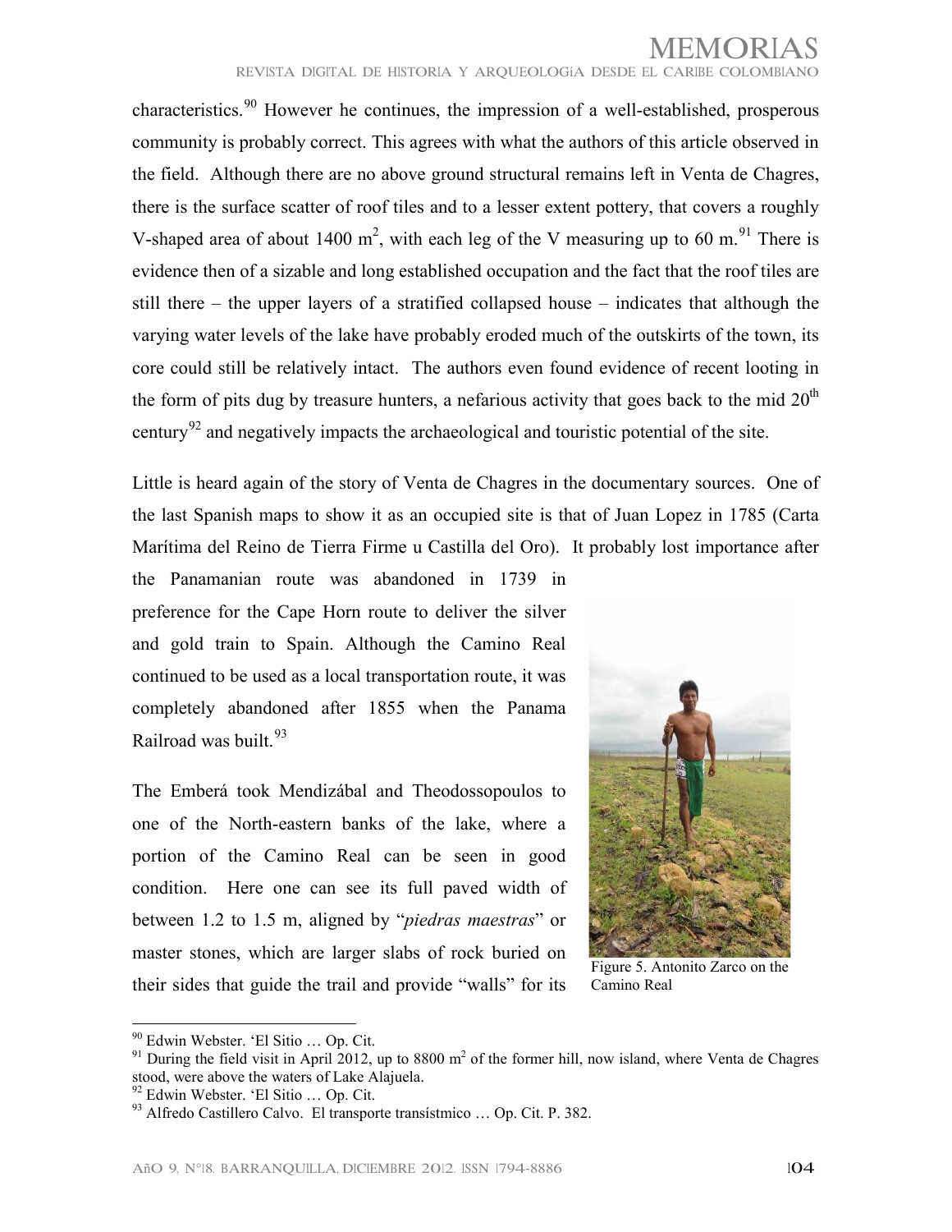characteristics.[90] However he continues, the impression of a well-established, prosperous community is probably correct. This agrees with what the authors of this article observed in the field. Although there are no above ground structural remains left in Venta de Chagres, there is the surface scatter of roof tiles and to a lesser extent pottery, that covers a roughly V-shaped area of about 1400 $m^2$, with each leg of the V measuring up to 60 m.[91] There is evidence then of a sizable and long established occupation and the fact that the roof tiles are still there – the upper layers of a stratified collapsed house – indicates that although the varying water levels of the lake have probably eroded much of the outskirts of the town, its core could still be relatively intact. The authors even found evidence of recent looting in the form of pits dug by treasure hunters, a nefarious activity that goes back to the mid 20th century[92] and negatively impacts the archaeological and touristic potential of the site.

Little is heard again of the story of Venta de Chagres in the documentary sources. One of the last Spanish maps to show it as an occupied site is that of Juan Lopez in 1785 (Carta Marítima del Reino de Tierra Firme u Castilla del Oro). It probably lost importance after the Panamanian route was abandoned in 1739 in preference for the Cape Horn route to deliver the silver and gold train to Spain. Although the Camino Real continued to be used as a local transportation route, it was completely abandoned after 1855 when the Panama Railroad was built.[93]

The Emberá took Mendizábal and Theodossopoulos to one of the North-eastern banks of the lake, where a portion of the Camino Real can be seen in good condition. Here one can see its full paved width of between 1.2 to 1.5 m, aligned by "*piedras maestras*" or master stones, which are larger slabs of rock buried on their sides that guide the trail and provide "walls" for its

Figure 5. Antonito Zarco on the Camino Real

---

[90] Edwin Webster. 'El Sitio … Op. Cit.

[91] During the field visit in April 2012, up to 8800 $m^2$ of the former hill, now island, where Venta de Chagres stood, were above the waters of Lake Alajuela.

[92] Edwin Webster. 'El Sitio … Op. Cit.

[93] Alfredo Castillero Calvo. El transporte transístmico … Op. Cit. P. 382.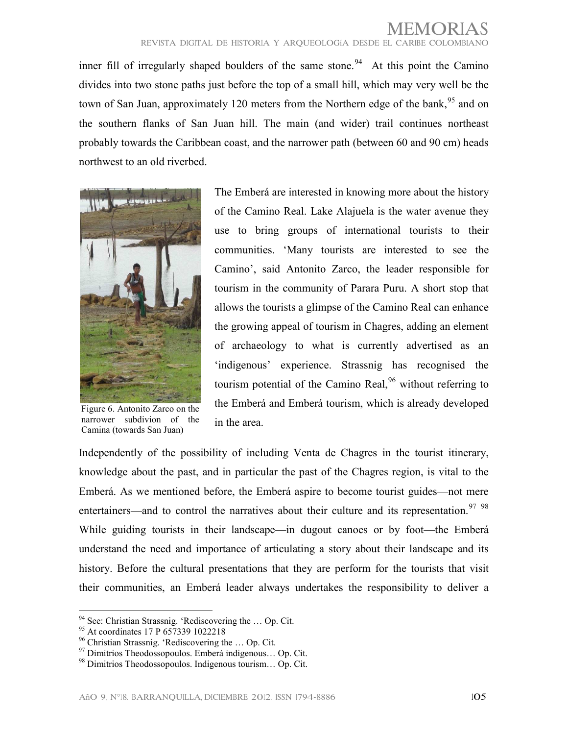inner fill of irregularly shaped boulders of the same stone.[94] At this point the Camino divides into two stone paths just before the top of a small hill, which may very well be the town of San Juan, approximately 120 meters from the Northern edge of the bank,[95] and on the southern flanks of San Juan hill. The main (and wider) trail continues northeast probably towards the Caribbean coast, and the narrower path (between 60 and 90 cm) heads northwest to an old riverbed.

Figure 6. Antonito Zarco on the narrower subdivion of the Camina (towards San Juan)

The Emberá are interested in knowing more about the history of the Camino Real. Lake Alajuela is the water avenue they use to bring groups of international tourists to their communities. 'Many tourists are interested to see the Camino', said Antonito Zarco, the leader responsible for tourism in the community of Parara Puru. A short stop that allows the tourists a glimpse of the Camino Real can enhance the growing appeal of tourism in Chagres, adding an element of archaeology to what is currently advertised as an 'indigenous' experience. Strassnig has recognised the tourism potential of the Camino Real,[96] without referring to the Emberá and Emberá tourism, which is already developed in the area.

Independently of the possibility of including Venta de Chagres in the tourist itinerary, knowledge about the past, and in particular the past of the Chagres region, is vital to the Emberá. As we mentioned before, the Emberá aspire to become tourist guides—not mere entertainers—and to control the narratives about their culture and its representation.[97] [98] While guiding tourists in their landscape—in dugout canoes or by foot—the Emberá understand the need and importance of articulating a story about their landscape and its history. Before the cultural presentations that they are perform for the tourists that visit their communities, an Emberá leader always undertakes the responsibility to deliver a

---

[94] See: Christian Strassnig. 'Rediscovering the … Op. Cit.

[95] At coordinates 17 P 657339 1022218

[96] Christian Strassnig. 'Rediscovering the … Op. Cit.

[97] Dimitrios Theodossopoulos. Emberá indigenous… Op. Cit.

[98] Dimitrios Theodossopoulos. Indigenous tourism… Op. Cit.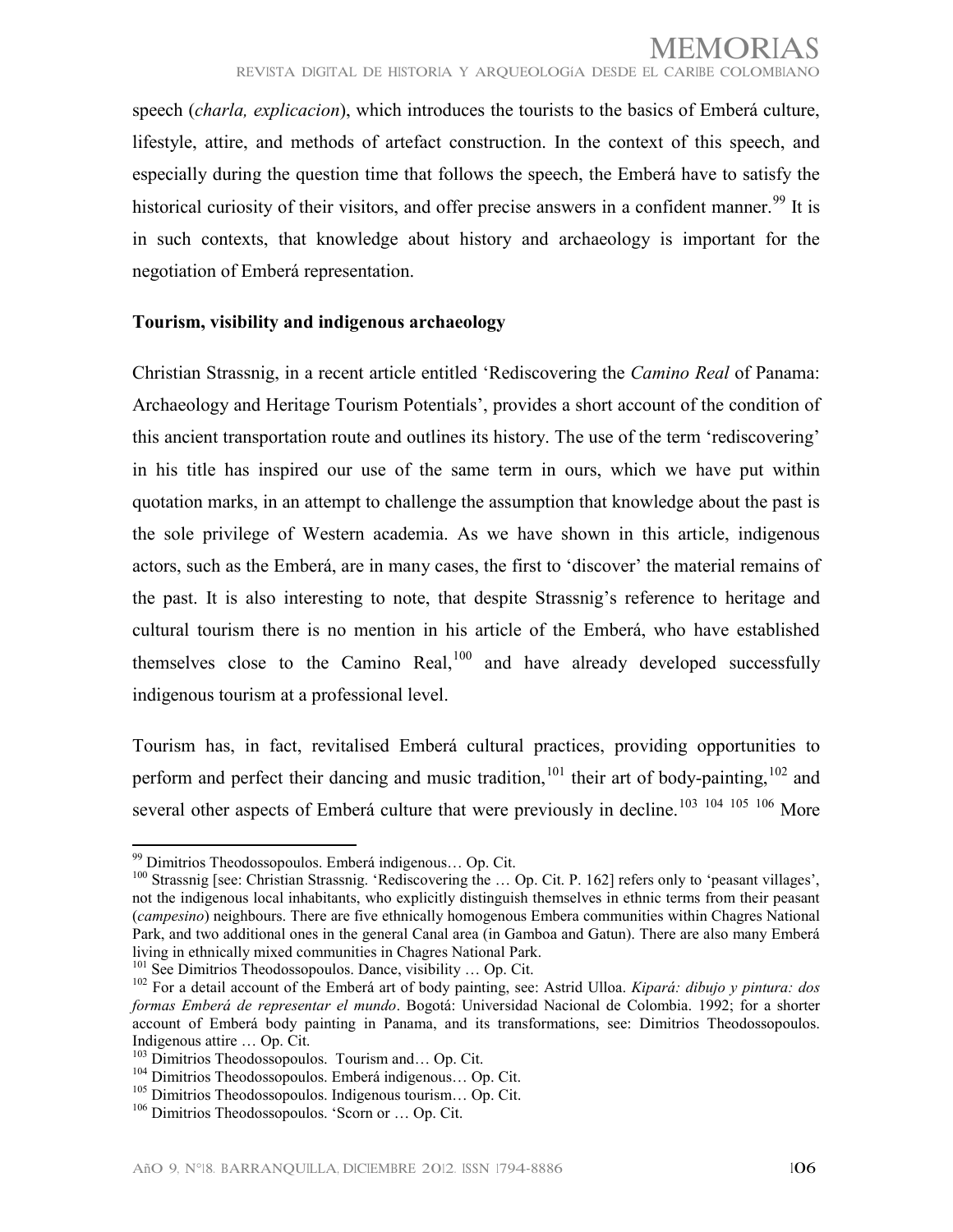speech (*charla, explicacion*), which introduces the tourists to the basics of Emberá culture, lifestyle, attire, and methods of artefact construction. In the context of this speech, and especially during the question time that follows the speech, the Emberá have to satisfy the historical curiosity of their visitors, and offer precise answers in a confident manner.[99] It is in such contexts, that knowledge about history and archaeology is important for the negotiation of Emberá representation.

**Tourism, visibility and indigenous archaeology**

Christian Strassnig, in a recent article entitled 'Rediscovering the *Camino Real* of Panama: Archaeology and Heritage Tourism Potentials', provides a short account of the condition of this ancient transportation route and outlines its history. The use of the term 'rediscovering' in his title has inspired our use of the same term in ours, which we have put within quotation marks, in an attempt to challenge the assumption that knowledge about the past is the sole privilege of Western academia. As we have shown in this article, indigenous actors, such as the Emberá, are in many cases, the first to 'discover' the material remains of the past. It is also interesting to note, that despite Strassnig's reference to heritage and cultural tourism there is no mention in his article of the Emberá, who have established themselves close to the Camino Real,[100] and have already developed successfully indigenous tourism at a professional level.

Tourism has, in fact, revitalised Emberá cultural practices, providing opportunities to perform and perfect their dancing and music tradition,[101] their art of body-painting,[102] and several other aspects of Emberá culture that were previously in decline.[103] [104] [105] [106] More

---

[99] Dimitrios Theodossopoulos. Emberá indigenous… Op. Cit.

[100] Strassnig [see: Christian Strassnig. 'Rediscovering the … Op. Cit. P. 162] refers only to 'peasant villages', not the indigenous local inhabitants, who explicitly distinguish themselves in ethnic terms from their peasant (*campesino*) neighbours. There are five ethnically homogenous Embera communities within Chagres National Park, and two additional ones in the general Canal area (in Gamboa and Gatun). There are also many Emberá living in ethnically mixed communities in Chagres National Park.

[101] See Dimitrios Theodossopoulos. Dance, visibility … Op. Cit.

[102] For a detail account of the Emberá art of body painting, see: Astrid Ulloa. *Kipará: dibujo y pintura: dos formas Emberá de representar el mundo*. Bogotá: Universidad Nacional de Colombia. 1992; for a shorter account of Emberá body painting in Panama, and its transformations, see: Dimitrios Theodossopoulos. Indigenous attire … Op. Cit.

[103] Dimitrios Theodossopoulos. Tourism and… Op. Cit.

[104] Dimitrios Theodossopoulos. Emberá indigenous… Op. Cit.

[105] Dimitrios Theodossopoulos. Indigenous tourism… Op. Cit.

[106] Dimitrios Theodossopoulos. 'Scorn or … Op. Cit.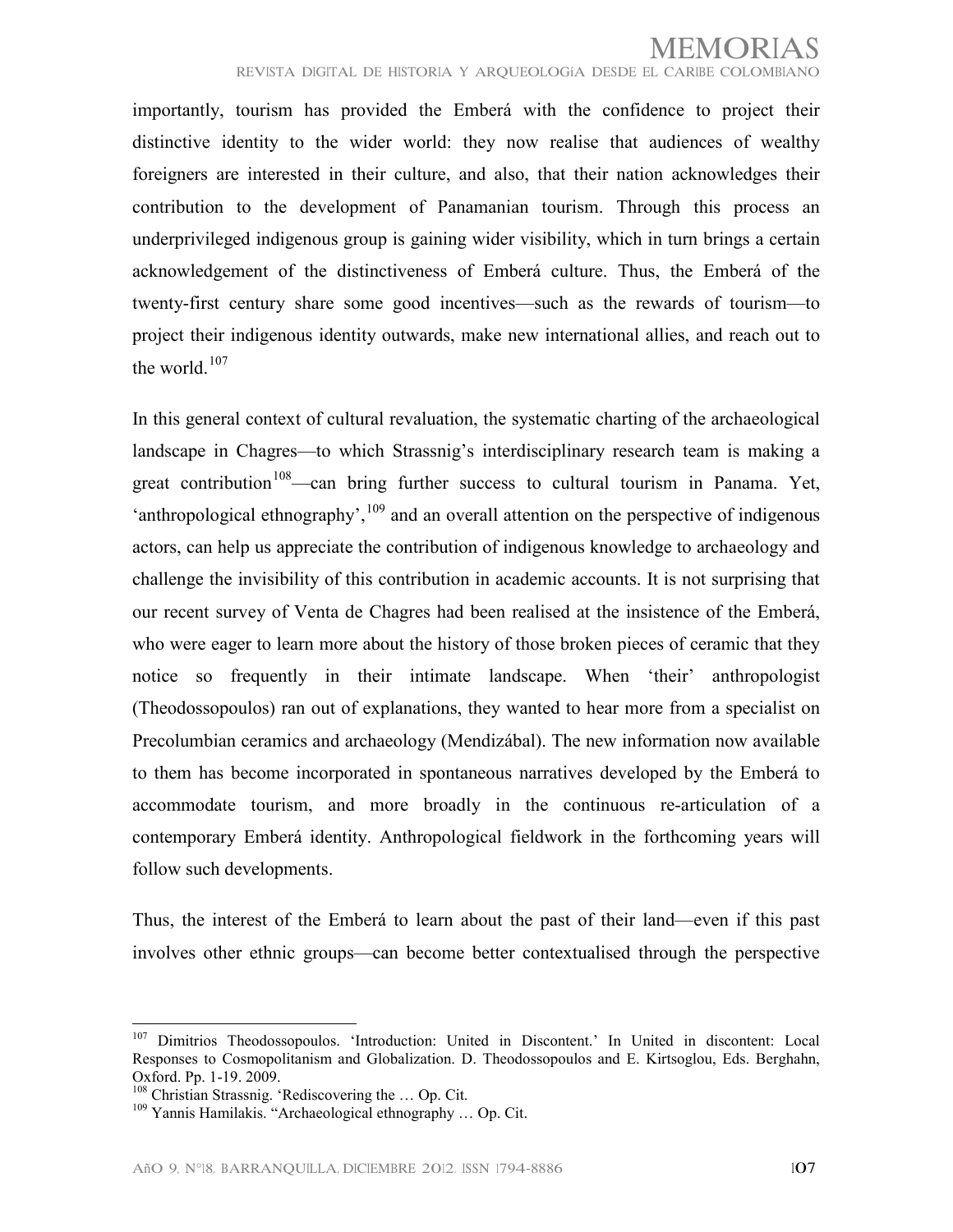importantly, tourism has provided the Emberá with the confidence to project their distinctive identity to the wider world: they now realise that audiences of wealthy foreigners are interested in their culture, and also, that their nation acknowledges their contribution to the development of Panamanian tourism. Through this process an underprivileged indigenous group is gaining wider visibility, which in turn brings a certain acknowledgement of the distinctiveness of Emberá culture. Thus, the Emberá of the twenty-first century share some good incentives—such as the rewards of tourism—to project their indigenous identity outwards, make new international allies, and reach out to the world.[107]

In this general context of cultural revaluation, the systematic charting of the archaeological landscape in Chagres—to which Strassnig's interdisciplinary research team is making a great contribution[108]—can bring further success to cultural tourism in Panama. Yet, 'anthropological ethnography',[109] and an overall attention on the perspective of indigenous actors, can help us appreciate the contribution of indigenous knowledge to archaeology and challenge the invisibility of this contribution in academic accounts. It is not surprising that our recent survey of Venta de Chagres had been realised at the insistence of the Emberá, who were eager to learn more about the history of those broken pieces of ceramic that they notice so frequently in their intimate landscape. When 'their' anthropologist (Theodossopoulos) ran out of explanations, they wanted to hear more from a specialist on Precolumbian ceramics and archaeology (Mendizábal). The new information now available to them has become incorporated in spontaneous narratives developed by the Emberá to accommodate tourism, and more broadly in the continuous re-articulation of a contemporary Emberá identity. Anthropological fieldwork in the forthcoming years will follow such developments.

Thus, the interest of the Emberá to learn about the past of their land—even if this past involves other ethnic groups—can become better contextualised through the perspective

---

[107] Dimitrios Theodossopoulos. 'Introduction: United in Discontent.' In United in discontent: Local Responses to Cosmopolitanism and Globalization. D. Theodossopoulos and E. Kirtsoglou, Eds. Berghahn, Oxford. Pp. 1-19. 2009.

[108] Christian Strassnig. 'Rediscovering the … Op. Cit.

[109] Yannis Hamilakis. "Archaeological ethnography … Op. Cit.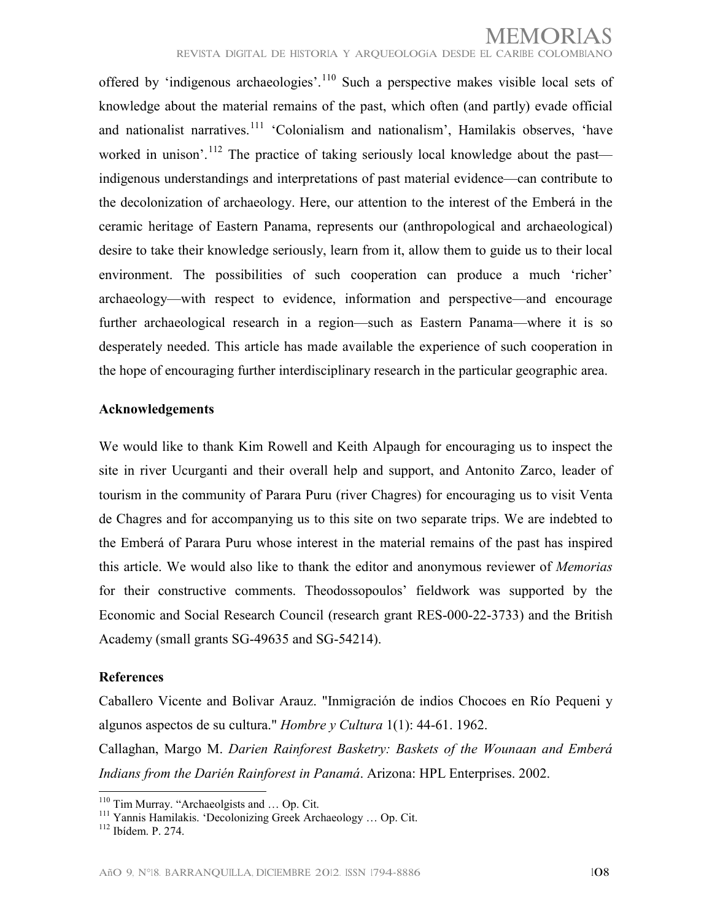offered by 'indigenous archaeologies'.[110] Such a perspective makes visible local sets of knowledge about the material remains of the past, which often (and partly) evade official and nationalist narratives.[111] 'Colonialism and nationalism', Hamilakis observes, 'have worked in unison'.[112] The practice of taking seriously local knowledge about the past—indigenous understandings and interpretations of past material evidence—can contribute to the decolonization of archaeology. Here, our attention to the interest of the Emberá in the ceramic heritage of Eastern Panama, represents our (anthropological and archaeological) desire to take their knowledge seriously, learn from it, allow them to guide us to their local environment. The possibilities of such cooperation can produce a much 'richer' archaeology—with respect to evidence, information and perspective—and encourage further archaeological research in a region—such as Eastern Panama—where it is so desperately needed. This article has made available the experience of such cooperation in the hope of encouraging further interdisciplinary research in the particular geographic area.

**Acknowledgements**

We would like to thank Kim Rowell and Keith Alpaugh for encouraging us to inspect the site in river Ucurganti and their overall help and support, and Antonito Zarco, leader of tourism in the community of Parara Puru (river Chagres) for encouraging us to visit Venta de Chagres and for accompanying us to this site on two separate trips. We are indebted to the Emberá of Parara Puru whose interest in the material remains of the past has inspired this article. We would also like to thank the editor and anonymous reviewer of *Memorias* for their constructive comments. Theodossopoulos' fieldwork was supported by the Economic and Social Research Council (research grant RES-000-22-3733) and the British Academy (small grants SG-49635 and SG-54214).

**References**

Caballero Vicente and Bolivar Arauz. "Inmigración de indios Chocoes en Río Pequeni y algunos aspectos de su cultura." *Hombre y Cultura* 1(1): 44-61. 1962.

Callaghan, Margo M. *Darien Rainforest Basketry: Baskets of the Wounaan and Emberá Indians from the Darién Rainforest in Panamá*. Arizona: HPL Enterprises. 2002.

[110] Tim Murray. "Archaeolgists and … Op. Cit.

[111] Yannis Hamilakis. 'Decolonizing Greek Archaeology … Op. Cit.

[112] Ibídem. P. 274.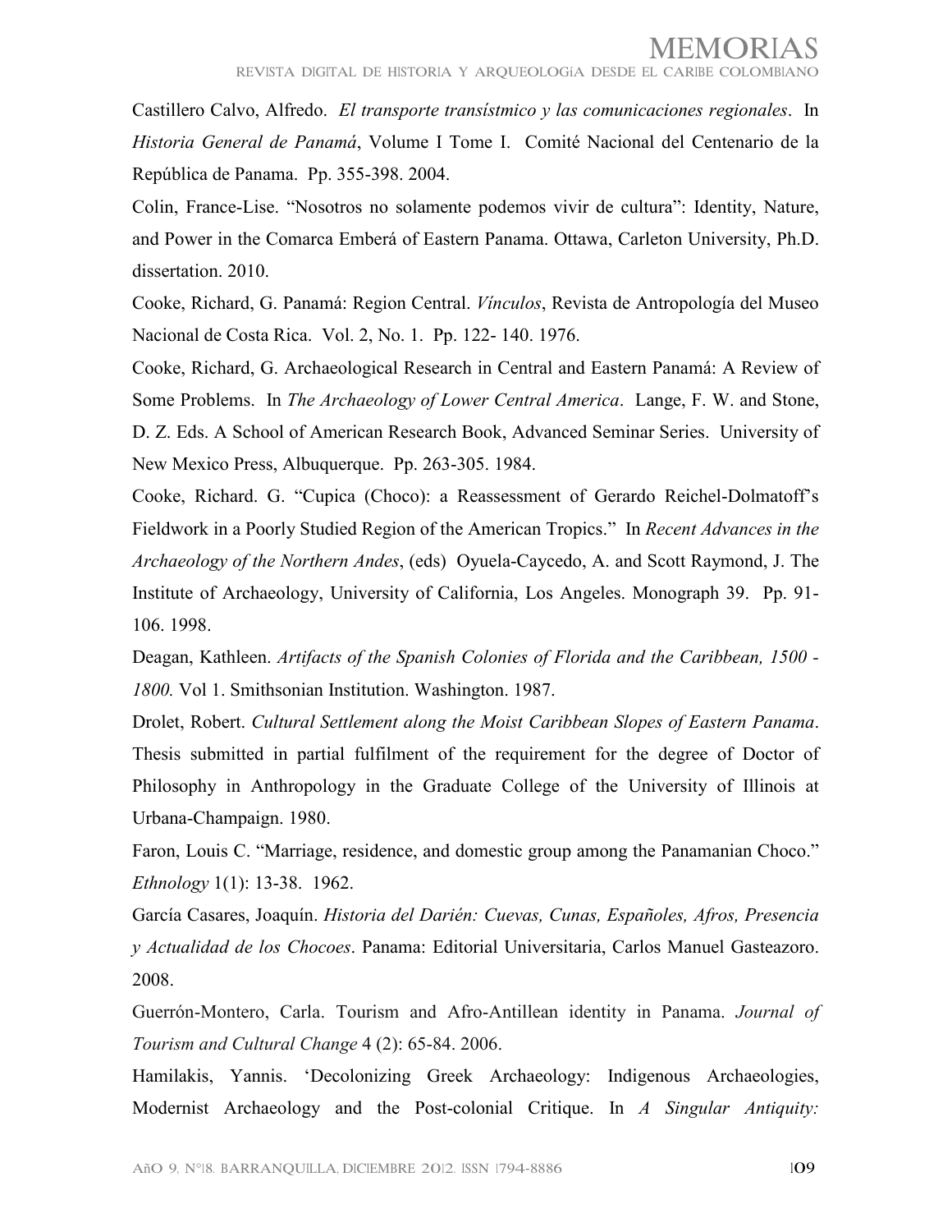Castillero Calvo, Alfredo. *El transporte transístmico y las comunicaciones regionales*. In *Historia General de Panamá*, Volume I Tome I. Comité Nacional del Centenario de la República de Panama. Pp. 355-398. 2004.

Colin, France-Lise. "Nosotros no solamente podemos vivir de cultura": Identity, Nature, and Power in the Comarca Emberá of Eastern Panama. Ottawa, Carleton University, Ph.D. dissertation. 2010.

Cooke, Richard, G. Panamá: Region Central. *Vínculos*, Revista de Antropología del Museo Nacional de Costa Rica. Vol. 2, No. 1. Pp. 122- 140. 1976.

Cooke, Richard, G. Archaeological Research in Central and Eastern Panamá: A Review of Some Problems. In *The Archaeology of Lower Central America*. Lange, F. W. and Stone, D. Z. Eds. A School of American Research Book, Advanced Seminar Series. University of New Mexico Press, Albuquerque. Pp. 263-305. 1984.

Cooke, Richard. G. "Cupica (Choco): a Reassessment of Gerardo Reichel-Dolmatoff's Fieldwork in a Poorly Studied Region of the American Tropics." In *Recent Advances in the Archaeology of the Northern Andes*, (eds) Oyuela-Caycedo, A. and Scott Raymond, J. The Institute of Archaeology, University of California, Los Angeles. Monograph 39. Pp. 91-106. 1998.

Deagan, Kathleen. *Artifacts of the Spanish Colonies of Florida and the Caribbean, 1500 - 1800.* Vol 1. Smithsonian Institution. Washington. 1987.

Drolet, Robert. *Cultural Settlement along the Moist Caribbean Slopes of Eastern Panama*. Thesis submitted in partial fulfilment of the requirement for the degree of Doctor of Philosophy in Anthropology in the Graduate College of the University of Illinois at Urbana-Champaign. 1980.

Faron, Louis C. "Marriage, residence, and domestic group among the Panamanian Choco." *Ethnology* 1(1): 13-38. 1962.

García Casares, Joaquín. *Historia del Darién: Cuevas, Cunas, Españoles, Afros, Presencia y Actualidad de los Chocoes*. Panama: Editorial Universitaria, Carlos Manuel Gasteazoro. 2008.

Guerrón-Montero, Carla. Tourism and Afro-Antillean identity in Panama. *Journal of Tourism and Cultural Change* 4 (2): 65-84. 2006.

Hamilakis, Yannis. 'Decolonizing Greek Archaeology: Indigenous Archaeologies, Modernist Archaeology and the Post-colonial Critique. In *A Singular Antiquity:*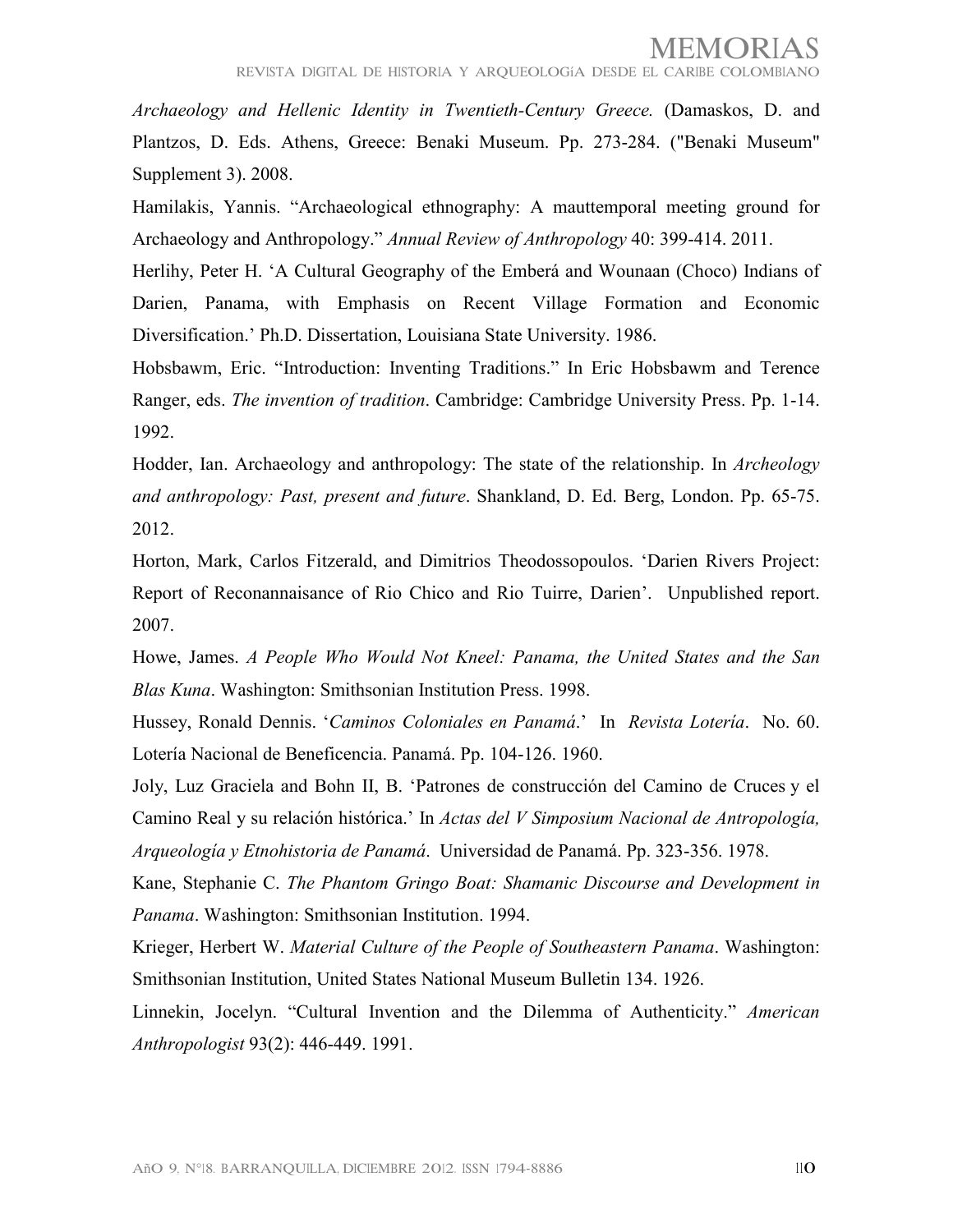*Archaeology and Hellenic Identity in Twentieth-Century Greece.* (Damaskos, D. and Plantzos, D. Eds. Athens, Greece: Benaki Museum. Pp. 273-284. ("Benaki Museum" Supplement 3). 2008.

Hamilakis, Yannis. "Archaeological ethnography: A mauttemporal meeting ground for Archaeology and Anthropology." *Annual Review of Anthropology* 40: 399-414. 2011.

Herlihy, Peter H. 'A Cultural Geography of the Emberá and Wounaan (Choco) Indians of Darien, Panama, with Emphasis on Recent Village Formation and Economic Diversification.' Ph.D. Dissertation, Louisiana State University. 1986.

Hobsbawm, Eric. "Introduction: Inventing Traditions." In Eric Hobsbawm and Terence Ranger, eds. *The invention of tradition*. Cambridge: Cambridge University Press. Pp. 1-14. 1992.

Hodder, Ian. Archaeology and anthropology: The state of the relationship. In *Archeology and anthropology: Past, present and future*. Shankland, D. Ed. Berg, London. Pp. 65-75. 2012.

Horton, Mark, Carlos Fitzerald, and Dimitrios Theodossopoulos. 'Darien Rivers Project: Report of Reconannaisance of Rio Chico and Rio Tuirre, Darien'. Unpublished report. 2007.

Howe, James. *A People Who Would Not Kneel: Panama, the United States and the San Blas Kuna*. Washington: Smithsonian Institution Press. 1998.

Hussey, Ronald Dennis. '*Caminos Coloniales en Panamá*.' In *Revista Lotería*. No. 60. Lotería Nacional de Beneficencia. Panamá. Pp. 104-126. 1960.

Joly, Luz Graciela and Bohn II, B. 'Patrones de construcción del Camino de Cruces y el Camino Real y su relación histórica.' In *Actas del V Simposium Nacional de Antropología, Arqueología y Etnohistoria de Panamá*. Universidad de Panamá. Pp. 323-356. 1978.

Kane, Stephanie C. *The Phantom Gringo Boat: Shamanic Discourse and Development in Panama*. Washington: Smithsonian Institution. 1994.

Krieger, Herbert W. *Material Culture of the People of Southeastern Panama*. Washington: Smithsonian Institution, United States National Museum Bulletin 134. 1926.

Linnekin, Jocelyn. "Cultural Invention and the Dilemma of Authenticity." *American Anthropologist* 93(2): 446-449. 1991.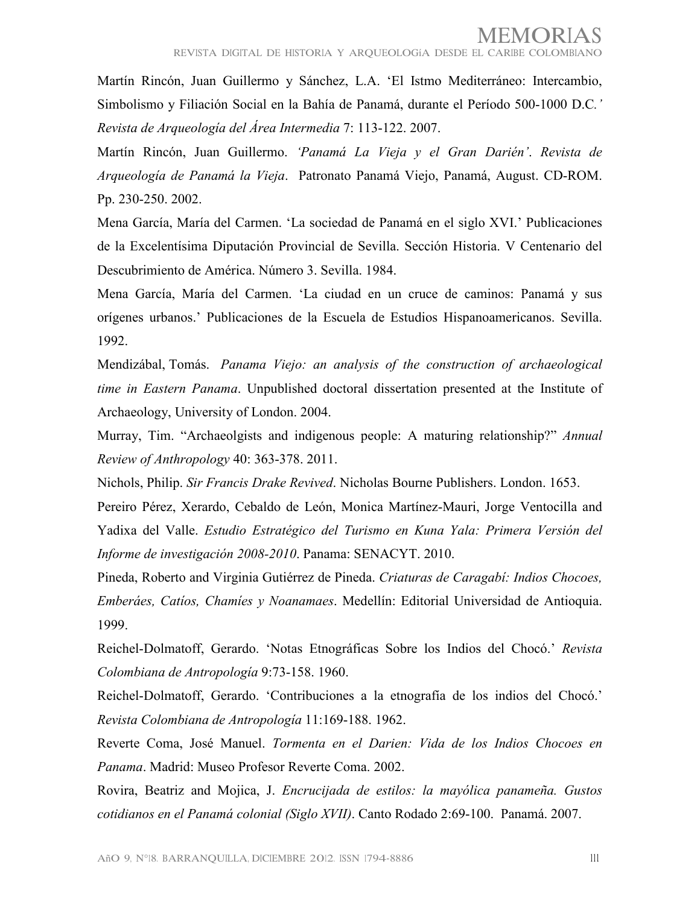Martín Rincón, Juan Guillermo y Sánchez, L.A. 'El Istmo Mediterráneo: Intercambio, Simbolismo y Filiación Social en la Bahía de Panamá, durante el Período 500-1000 D.C.*'* *Revista de Arqueología del Área Intermedia* 7: 113-122. 2007.

Martín Rincón, Juan Guillermo. *'Panamá La Vieja y el Gran Darién'*. *Revista de Arqueología de Panamá la Vieja*. Patronato Panamá Viejo, Panamá, August. CD-ROM. Pp. 230-250. 2002.

Mena García, María del Carmen. 'La sociedad de Panamá en el siglo XVI.' Publicaciones de la Excelentísima Diputación Provincial de Sevilla. Sección Historia. V Centenario del Descubrimiento de América. Número 3. Sevilla. 1984.

Mena García, María del Carmen. 'La ciudad en un cruce de caminos: Panamá y sus orígenes urbanos.' Publicaciones de la Escuela de Estudios Hispanoamericanos. Sevilla. 1992.

Mendizábal, Tomás. *Panama Viejo: an analysis of the construction of archaeological time in Eastern Panama*. Unpublished doctoral dissertation presented at the Institute of Archaeology, University of London. 2004.

Murray, Tim. "Archaeolgists and indigenous people: A maturing relationship?" *Annual Review of Anthropology* 40: 363-378. 2011.

Nichols, Philip. *Sir Francis Drake Revived*. Nicholas Bourne Publishers. London. 1653.

Pereiro Pérez, Xerardo, Cebaldo de León, Monica Martínez-Mauri, Jorge Ventocilla and Yadixa del Valle. *Estudio Estratégico del Turismo en Kuna Yala: Primera Versión del Informe de investigación 2008-2010*. Panama: SENACYT. 2010.

Pineda, Roberto and Virginia Gutiérrez de Pineda. *Criaturas de Caragabí: Indios Chocoes, Emberáes, Catíos, Chamíes y Noanamaes*. Medellín: Editorial Universidad de Antioquia. 1999.

Reichel-Dolmatoff, Gerardo. 'Notas Etnográficas Sobre los Indios del Chocó.' *Revista Colombiana de Antropología* 9:73-158. 1960.

Reichel-Dolmatoff, Gerardo. 'Contribuciones a la etnografía de los indios del Chocó.' *Revista Colombiana de Antropología* 11:169-188. 1962.

Reverte Coma, José Manuel. *Tormenta en el Darien: Vida de los Indios Chocoes en Panama*. Madrid: Museo Profesor Reverte Coma. 2002.

Rovira, Beatriz and Mojica, J. *Encrucijada de estilos: la mayólica panameña. Gustos cotidianos en el Panamá colonial (Siglo XVII)*. Canto Rodado 2:69-100. Panamá. 2007.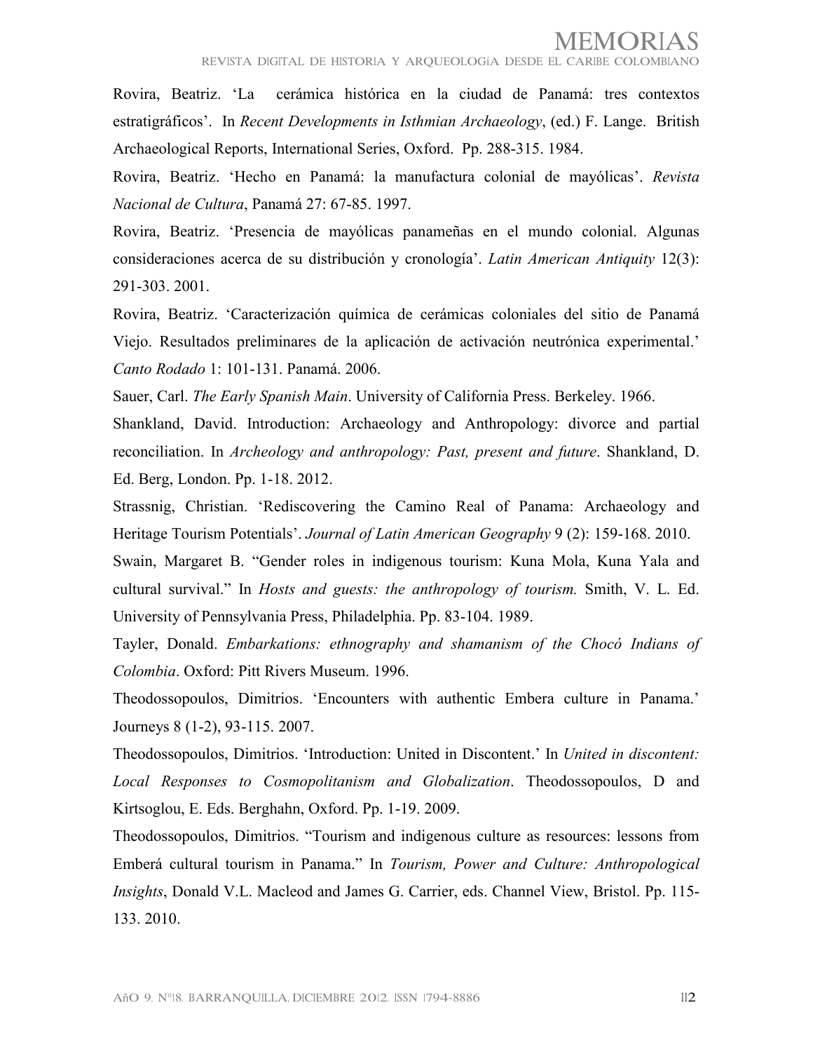Rovira, Beatriz. 'La cerámica histórica en la ciudad de Panamá: tres contextos estratigráficos'. In *Recent Developments in Isthmian Archaeology*, (ed.) F. Lange. British Archaeological Reports, International Series, Oxford. Pp. 288-315. 1984.

Rovira, Beatriz. 'Hecho en Panamá: la manufactura colonial de mayólicas'. *Revista Nacional de Cultura*, Panamá 27: 67-85. 1997.

Rovira, Beatriz. 'Presencia de mayólicas panameñas en el mundo colonial. Algunas consideraciones acerca de su distribución y cronología'. *Latin American Antiquity* 12(3): 291-303. 2001.

Rovira, Beatriz. 'Caracterización química de cerámicas coloniales del sitio de Panamá Viejo. Resultados preliminares de la aplicación de activación neutrónica experimental.' *Canto Rodado* 1: 101-131. Panamá. 2006.

Sauer, Carl. *The Early Spanish Main*. University of California Press. Berkeley. 1966.

Shankland, David. Introduction: Archaeology and Anthropology: divorce and partial reconciliation. In *Archeology and anthropology: Past, present and future*. Shankland, D. Ed. Berg, London. Pp. 1-18. 2012.

Strassnig, Christian. 'Rediscovering the Camino Real of Panama: Archaeology and Heritage Tourism Potentials'. *Journal of Latin American Geography* 9 (2): 159-168. 2010.

Swain, Margaret B. "Gender roles in indigenous tourism: Kuna Mola, Kuna Yala and cultural survival." In *Hosts and guests: the anthropology of tourism.* Smith, V. L. Ed. University of Pennsylvania Press, Philadelphia. Pp. 83-104. 1989.

Tayler, Donald. *Embarkations: ethnography and shamanism of the Chocó Indians of Colombia*. Oxford: Pitt Rivers Museum. 1996.

Theodossopoulos, Dimitrios. 'Encounters with authentic Embera culture in Panama.' Journeys 8 (1-2), 93-115. 2007.

Theodossopoulos, Dimitrios. 'Introduction: United in Discontent.' In *United in discontent: Local Responses to Cosmopolitanism and Globalization*. Theodossopoulos, D and Kirtsoglou, E. Eds. Berghahn, Oxford. Pp. 1-19. 2009.

Theodossopoulos, Dimitrios. "Tourism and indigenous culture as resources: lessons from Emberá cultural tourism in Panama." In *Tourism, Power and Culture: Anthropological Insights*, Donald V.L. Macleod and James G. Carrier, eds. Channel View, Bristol. Pp. 115-133. 2010.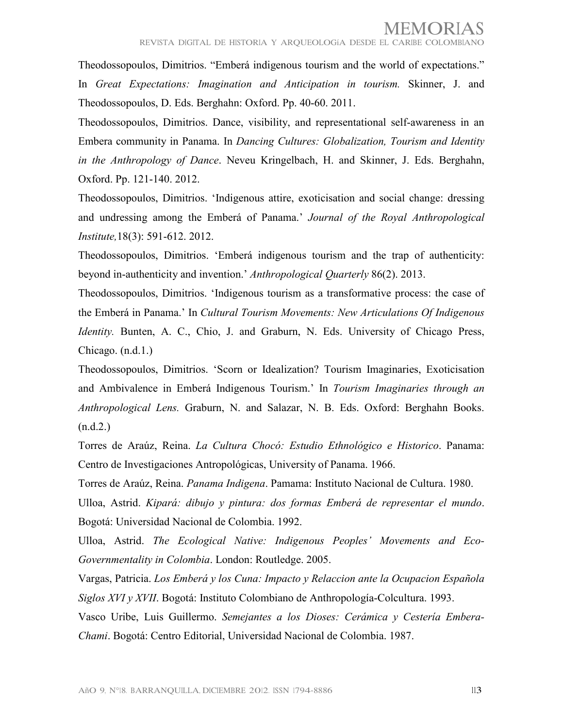Theodossopoulos, Dimitrios. “Emberá indigenous tourism and the world of expectations.” In *Great Expectations: Imagination and Anticipation in tourism.* Skinner, J. and Theodossopoulos, D. Eds. Berghahn: Oxford. Pp. 40-60. 2011.

Theodossopoulos, Dimitrios. Dance, visibility, and representational self-awareness in an Embera community in Panama. In *Dancing Cultures: Globalization, Tourism and Identity in the Anthropology of Dance*. Neveu Kringelbach, H. and Skinner, J. Eds. Berghahn, Oxford. Pp. 121-140. 2012.

Theodossopoulos, Dimitrios. ‘Indigenous attire, exoticisation and social change: dressing and undressing among the Emberá of Panama.’ *Journal of the Royal Anthropological Institute,*18(3): 591-612. 2012.

Theodossopoulos, Dimitrios. ‘Emberá indigenous tourism and the trap of authenticity: beyond in-authenticity and invention.’ *Anthropological Quarterly* 86(2). 2013.

Theodossopoulos, Dimitrios. ‘Indigenous tourism as a transformative process: the case of the Emberá in Panama.’ In *Cultural Tourism Movements: New Articulations Of Indigenous Identity.* Bunten, A. C., Chio, J. and Graburn, N. Eds. University of Chicago Press, Chicago. (n.d.1.)

Theodossopoulos, Dimitrios. ‘Scorn or Idealization? Tourism Imaginaries, Exoticisation and Ambivalence in Emberá Indigenous Tourism.’ In *Tourism Imaginaries through an Anthropological Lens.* Graburn, N. and Salazar, N. B. Eds. Oxford: Berghahn Books. (n.d.2.)

Torres de Araúz, Reina. *La Cultura Chocó: Estudio Ethnológico e Historico*. Panama: Centro de Investigaciones Antropológicas, University of Panama. 1966.

Torres de Araúz, Reina. *Panama Indigena*. Pamama: Instituto Nacional de Cultura. 1980.

Ulloa, Astrid. *Kipará: dibujo y pintura: dos formas Emberá de representar el mundo*. Bogotá: Universidad Nacional de Colombia. 1992.

Ulloa, Astrid. *The Ecological Native: Indigenous Peoples’ Movements and Eco-Governmentality in Colombia*. London: Routledge. 2005.

Vargas, Patricia. *Los Emberá y los Cuna: Impacto y Relaccion ante la Ocupacion Española Siglos XVI y XVII*. Bogotá: Instituto Colombiano de Anthropología-Colcultura. 1993.

Vasco Uribe, Luis Guillermo. *Semejantes a los Dioses: Cerámica y Cestería Embera-Chami*. Bogotá: Centro Editorial, Universidad Nacional de Colombia. 1987.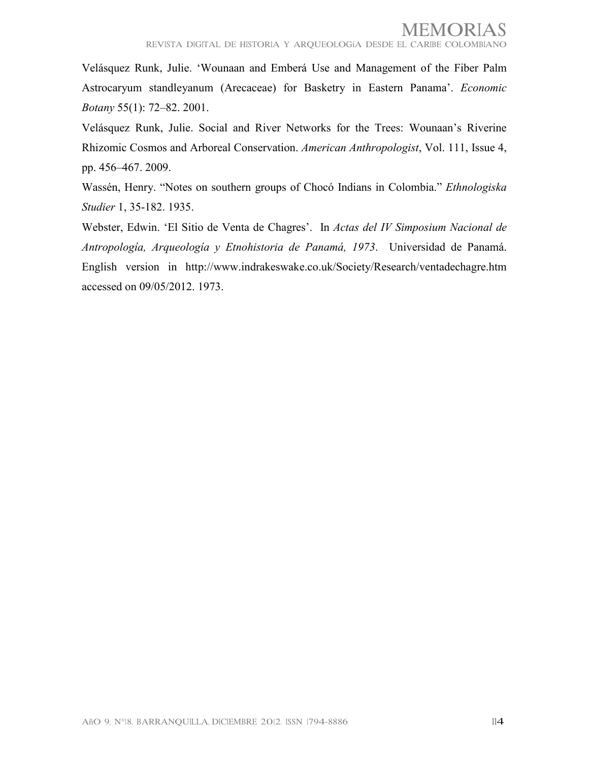Velásquez Runk, Julie. 'Wounaan and Emberá Use and Management of the Fiber Palm Astrocaryum standleyanum (Arecaceae) for Basketry in Eastern Panama'. *Economic Botany* 55(1): 72–82. 2001.

Velásquez Runk, Julie. Social and River Networks for the Trees: Wounaan's Riverine Rhizomic Cosmos and Arboreal Conservation. *American Anthropologist*, Vol. 111, Issue 4, pp. 456–467. 2009.

Wassén, Henry. "Notes on southern groups of Chocó Indians in Colombia." *Ethnologiska Studier* 1, 35-182. 1935.

Webster, Edwin. 'El Sitio de Venta de Chagres'. In *Actas del IV Simposium Nacional de Antropología, Arqueología y Etnohistoria de Panamá, 1973*. Universidad de Panamá. English version in http://www.indrakeswake.co.uk/Society/Research/ventadechagre.htm accessed on 09/05/2012. 1973.